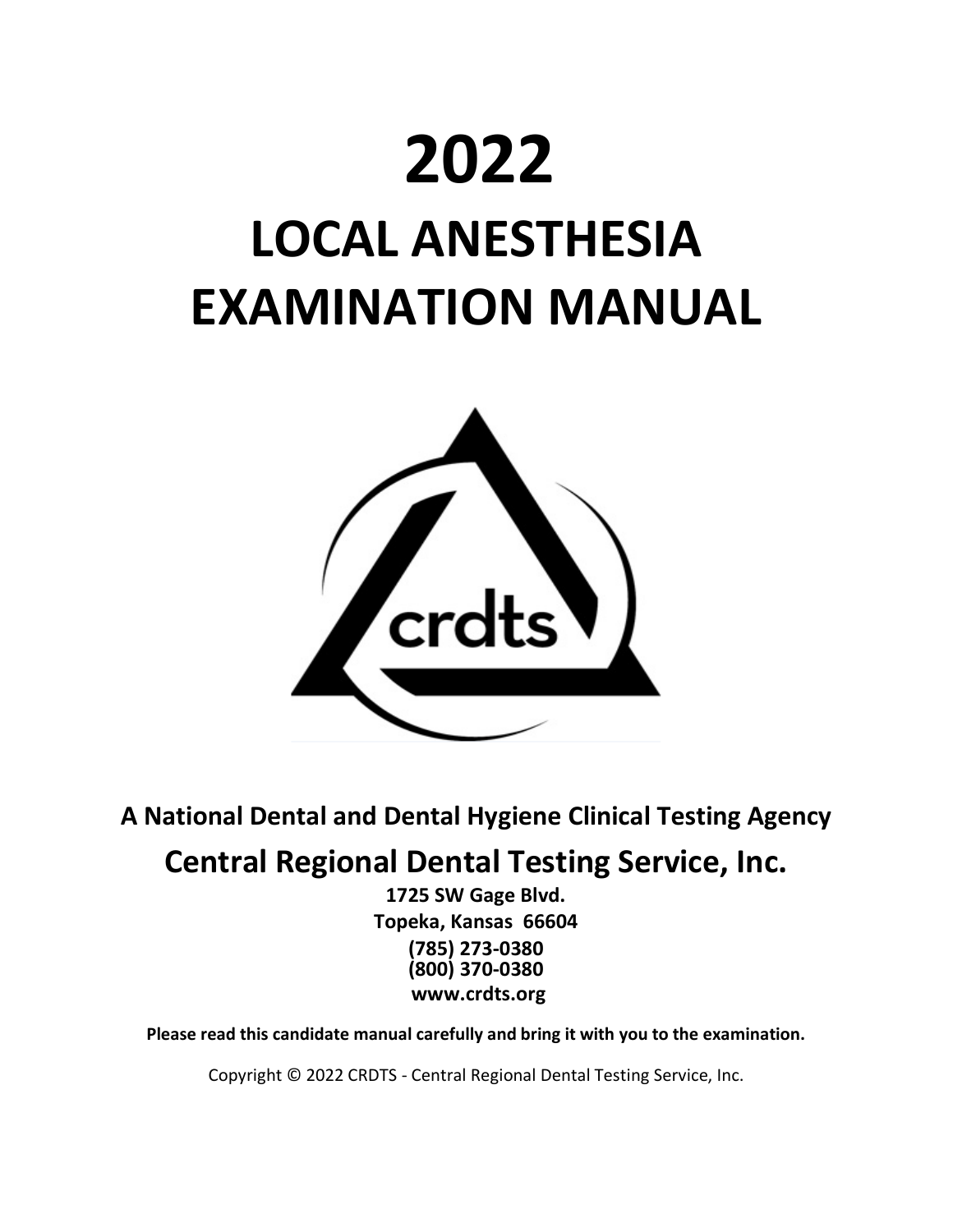# 2022

# LOCAL ANESTHESIA EXAMINATION MANUAL

**A National Dental and Dental Hygiene Clinical Testing Agency**

## Central Regional Dental Testing Service, Inc.

**1725 SW Gage Blvd.**
**Topeka, Kansas 66604**
**(785) 273-0380**
**(800) 370-0380**
**www.crdts.org**

**Please read this candidate manual carefully and bring it with you to the examination.**

Copyright © 2022 CRDTS - Central Regional Dental Testing Service, Inc.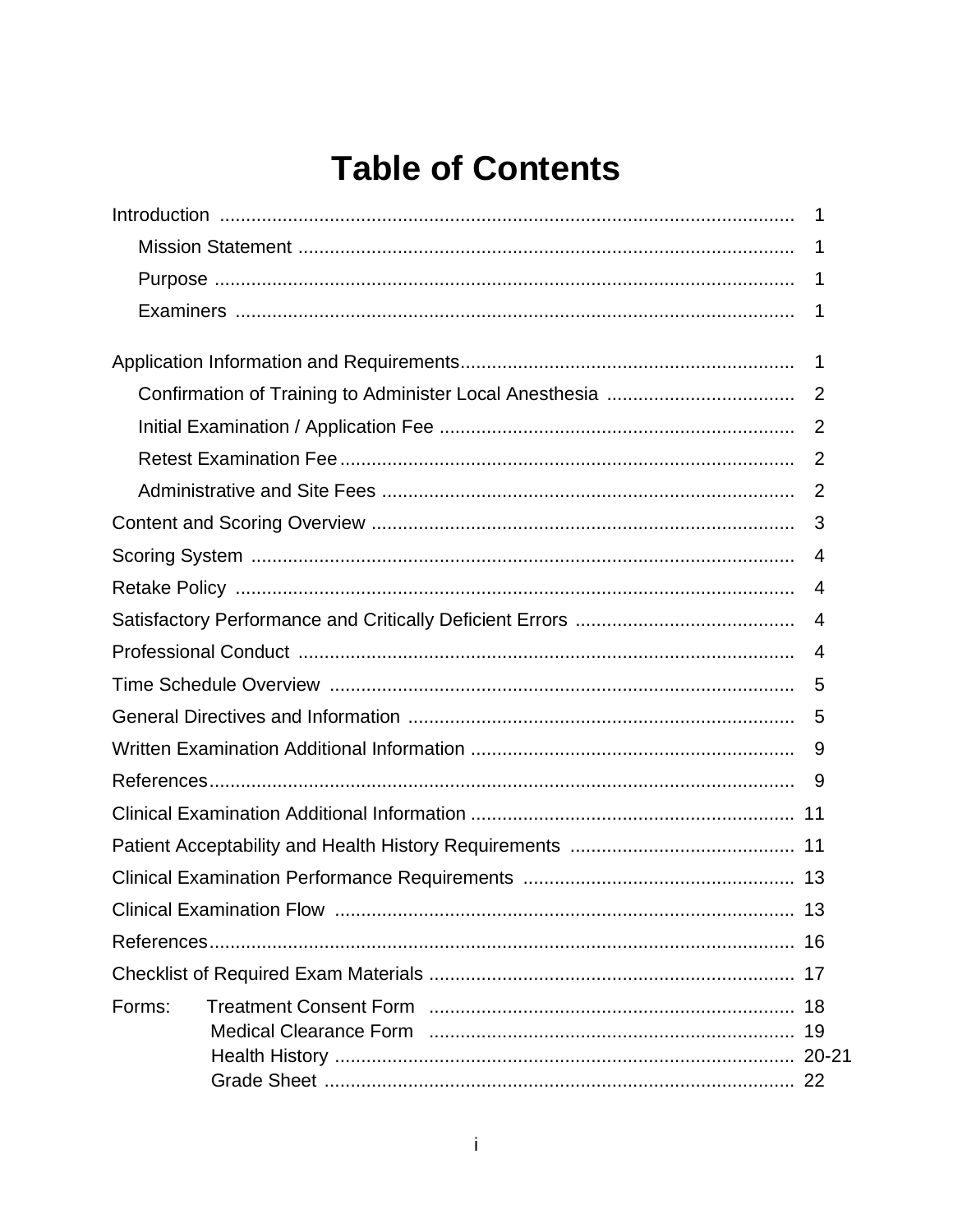# Table of Contents

| | |
|---|---|
| Introduction | 1 |
| Mission Statement | 1 |
| Purpose | 1 |
| Examiners | 1 |
| Application Information and Requirements | 1 |
| Confirmation of Training to Administer Local Anesthesia | 2 |
| Initial Examination / Application Fee | 2 |
| Retest Examination Fee | 2 |
| Administrative and Site Fees | 2 |
| Content and Scoring Overview | 3 |
| Scoring System | 4 |
| Retake Policy | 4 |
| Satisfactory Performance and Critically Deficient Errors | 4 |
| Professional Conduct | 4 |
| Time Schedule Overview | 5 |
| General Directives and Information | 5 |
| Written Examination Additional Information | 9 |
| References | 9 |
| Clinical Examination Additional Information | 11 |
| Patient Acceptability and Health History Requirements | 11 |
| Clinical Examination Performance Requirements | 13 |
| Clinical Examination Flow | 13 |
| References | 16 |
| Checklist of Required Exam Materials | 17 |
| Forms: Treatment Consent Form | 18 |
| Medical Clearance Form | 19 |
| Health History | 20-21 |
| Grade Sheet | 22 |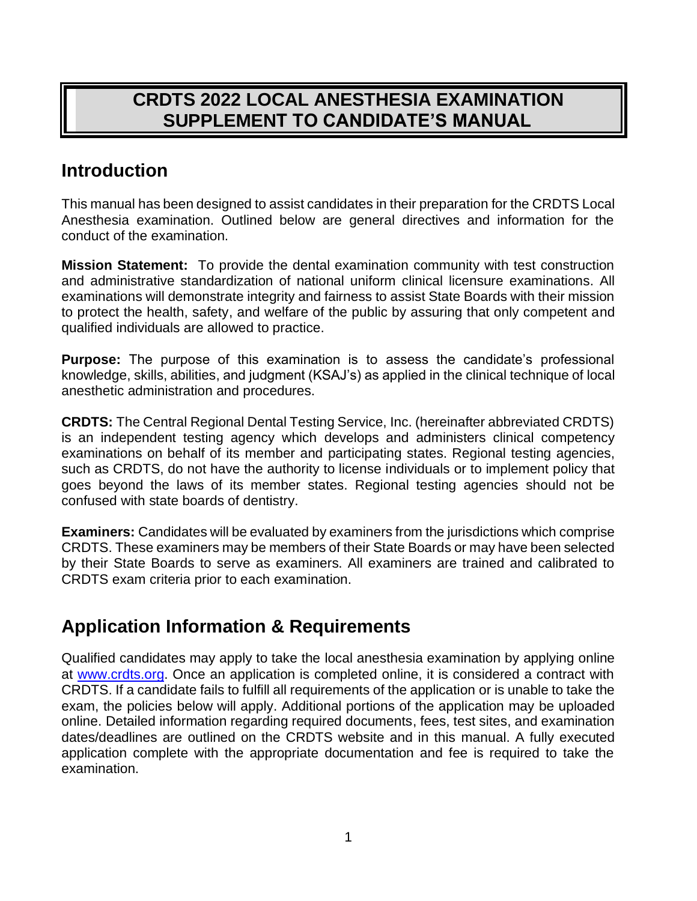# CRDTS 2022 LOCAL ANESTHESIA EXAMINATION SUPPLEMENT TO CANDIDATE'S MANUAL

## Introduction

This manual has been designed to assist candidates in their preparation for the CRDTS Local Anesthesia examination. Outlined below are general directives and information for the conduct of the examination.

**Mission Statement:** To provide the dental examination community with test construction and administrative standardization of national uniform clinical licensure examinations. All examinations will demonstrate integrity and fairness to assist State Boards with their mission to protect the health, safety, and welfare of the public by assuring that only competent and qualified individuals are allowed to practice.

**Purpose:** The purpose of this examination is to assess the candidate's professional knowledge, skills, abilities, and judgment (KSAJ's) as applied in the clinical technique of local anesthetic administration and procedures.

**CRDTS:** The Central Regional Dental Testing Service, Inc. (hereinafter abbreviated CRDTS) is an independent testing agency which develops and administers clinical competency examinations on behalf of its member and participating states. Regional testing agencies, such as CRDTS, do not have the authority to license individuals or to implement policy that goes beyond the laws of its member states. Regional testing agencies should not be confused with state boards of dentistry.

**Examiners:** Candidates will be evaluated by examiners from the jurisdictions which comprise CRDTS. These examiners may be members of their State Boards or may have been selected by their State Boards to serve as examiners. All examiners are trained and calibrated to CRDTS exam criteria prior to each examination.

## Application Information & Requirements

Qualified candidates may apply to take the local anesthesia examination by applying online at [www.crdts.org](http://www.crdts.org). Once an application is completed online, it is considered a contract with CRDTS. If a candidate fails to fulfill all requirements of the application or is unable to take the exam, the policies below will apply. Additional portions of the application may be uploaded online. Detailed information regarding required documents, fees, test sites, and examination dates/deadlines are outlined on the CRDTS website and in this manual. A fully executed application complete with the appropriate documentation and fee is required to take the examination.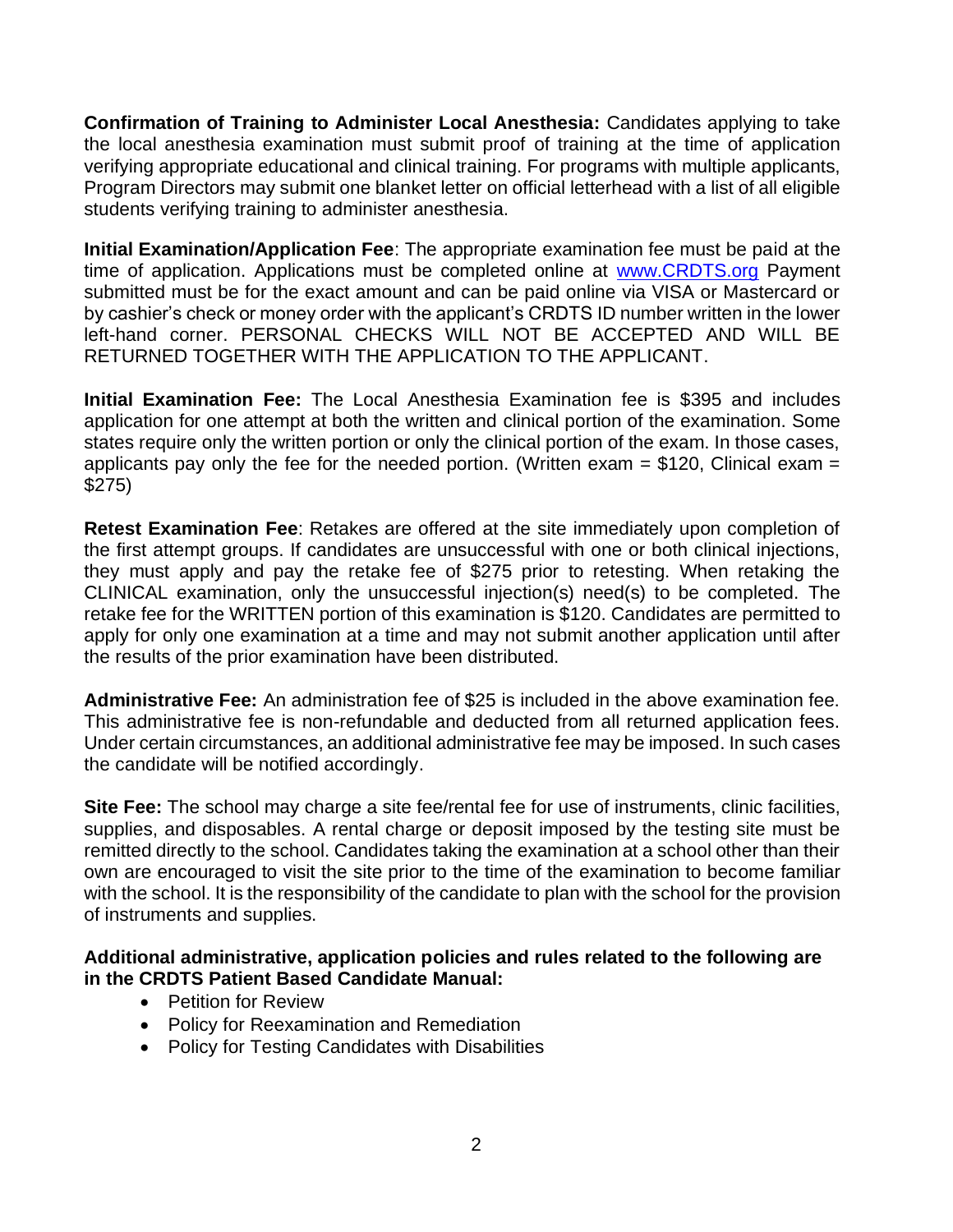**Confirmation of Training to Administer Local Anesthesia:** Candidates applying to take the local anesthesia examination must submit proof of training at the time of application verifying appropriate educational and clinical training. For programs with multiple applicants, Program Directors may submit one blanket letter on official letterhead with a list of all eligible students verifying training to administer anesthesia.

**Initial Examination/Application Fee**: The appropriate examination fee must be paid at the time of application. Applications must be completed online at www.CRDTS.org Payment submitted must be for the exact amount and can be paid online via VISA or Mastercard or by cashier's check or money order with the applicant's CRDTS ID number written in the lower left-hand corner. PERSONAL CHECKS WILL NOT BE ACCEPTED AND WILL BE RETURNED TOGETHER WITH THE APPLICATION TO THE APPLICANT.

**Initial Examination Fee:** The Local Anesthesia Examination fee is $395 and includes application for one attempt at both the written and clinical portion of the examination. Some states require only the written portion or only the clinical portion of the exam. In those cases, applicants pay only the fee for the needed portion. (Written exam = $120, Clinical exam = $275)

**Retest Examination Fee**: Retakes are offered at the site immediately upon completion of the first attempt groups. If candidates are unsuccessful with one or both clinical injections, they must apply and pay the retake fee of $275 prior to retesting. When retaking the CLINICAL examination, only the unsuccessful injection(s) need(s) to be completed. The retake fee for the WRITTEN portion of this examination is $120. Candidates are permitted to apply for only one examination at a time and may not submit another application until after the results of the prior examination have been distributed.

**Administrative Fee:** An administration fee of $25 is included in the above examination fee. This administrative fee is non-refundable and deducted from all returned application fees. Under certain circumstances, an additional administrative fee may be imposed. In such cases the candidate will be notified accordingly.

**Site Fee:** The school may charge a site fee/rental fee for use of instruments, clinic facilities, supplies, and disposables. A rental charge or deposit imposed by the testing site must be remitted directly to the school. Candidates taking the examination at a school other than their own are encouraged to visit the site prior to the time of the examination to become familiar with the school. It is the responsibility of the candidate to plan with the school for the provision of instruments and supplies.

**Additional administrative, application policies and rules related to the following are in the CRDTS Patient Based Candidate Manual:**

- Petition for Review
- Policy for Reexamination and Remediation
- Policy for Testing Candidates with Disabilities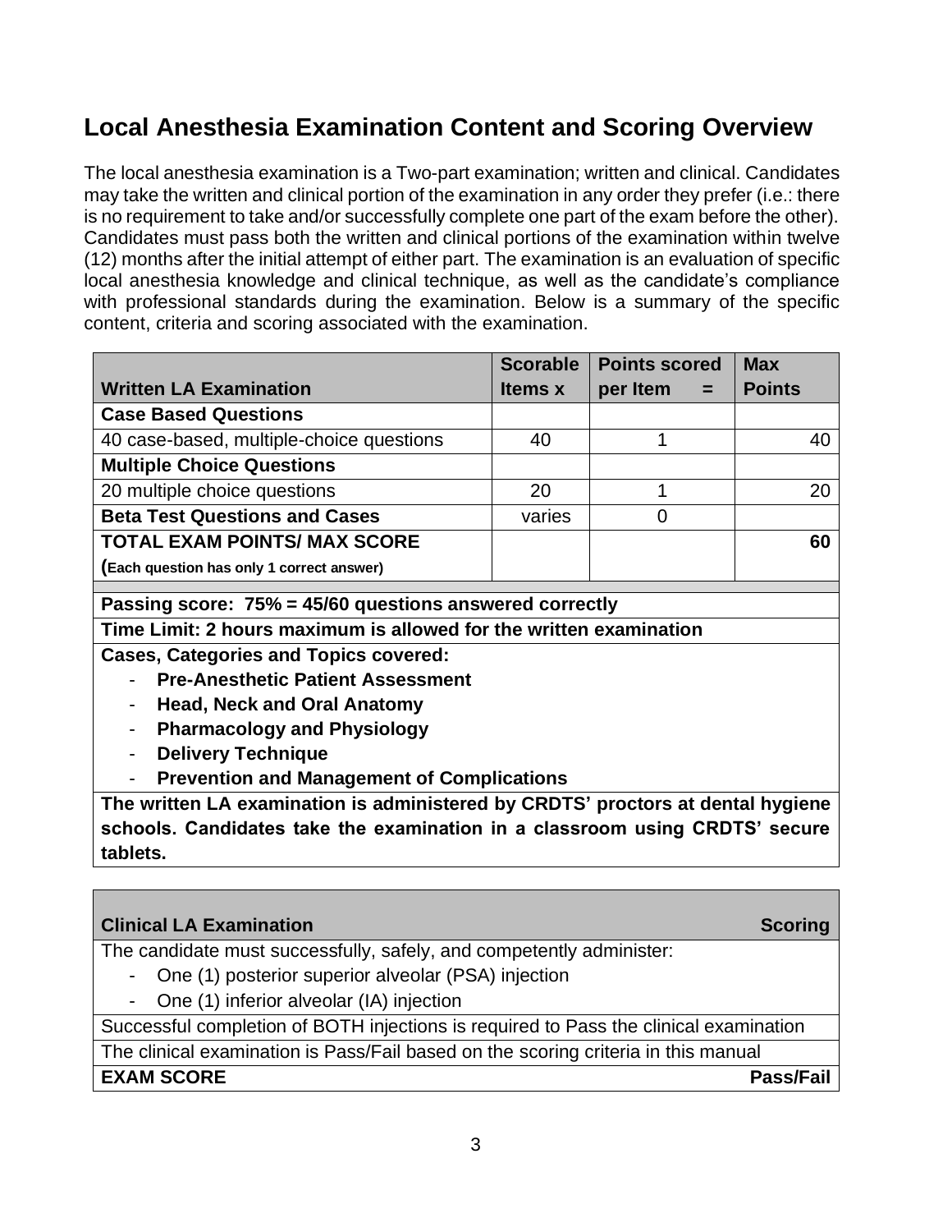## Local Anesthesia Examination Content and Scoring Overview

The local anesthesia examination is a Two-part examination; written and clinical. Candidates may take the written and clinical portion of the examination in any order they prefer (i.e.: there is no requirement to take and/or successfully complete one part of the exam before the other). Candidates must pass both the written and clinical portions of the examination within twelve (12) months after the initial attempt of either part. The examination is an evaluation of specific local anesthesia knowledge and clinical technique, as well as the candidate's compliance with professional standards during the examination. Below is a summary of the specific content, criteria and scoring associated with the examination.

| Written LA Examination | Scorable Items x | Points scored per Item = | Max Points |
|---|---|---|---|
| **Case Based Questions** | | | |
| 40 case-based, multiple-choice questions | 40 | 1 | 40 |
| **Multiple Choice Questions** | | | |
| 20 multiple choice questions | 20 | 1 | 20 |
| **Beta Test Questions and Cases** | varies | 0 | |
| **TOTAL EXAM POINTS/ MAX SCORE** (Each question has only 1 correct answer) | | | **60** |

**Passing score: 75% = 45/60 questions answered correctly**

**Time Limit: 2 hours maximum is allowed for the written examination**

**Cases, Categories and Topics covered:**

- **Pre-Anesthetic Patient Assessment**
- **Head, Neck and Oral Anatomy**
- **Pharmacology and Physiology**
- **Delivery Technique**
- **Prevention and Management of Complications**

**The written LA examination is administered by CRDTS' proctors at dental hygiene schools. Candidates take the examination in a classroom using CRDTS' secure tablets.**

| Clinical LA Examination | Scoring |
|---|---|
| The candidate must successfully, safely, and competently administer:<br>- One (1) posterior superior alveolar (PSA) injection<br>- One (1) inferior alveolar (IA) injection | |
| Successful completion of BOTH injections is required to Pass the clinical examination | |
| The clinical examination is Pass/Fail based on the scoring criteria in this manual | |
| **EXAM SCORE** | **Pass/Fail** |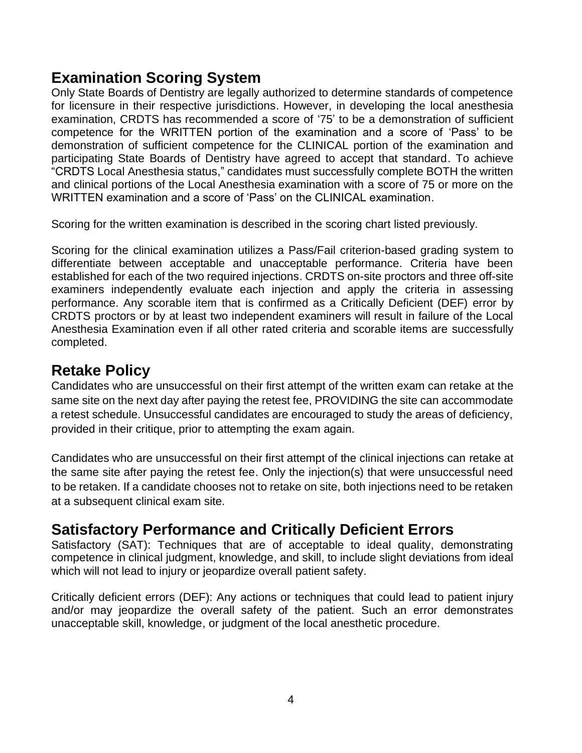## Examination Scoring System

Only State Boards of Dentistry are legally authorized to determine standards of competence for licensure in their respective jurisdictions. However, in developing the local anesthesia examination, CRDTS has recommended a score of '75' to be a demonstration of sufficient competence for the WRITTEN portion of the examination and a score of 'Pass' to be demonstration of sufficient competence for the CLINICAL portion of the examination and participating State Boards of Dentistry have agreed to accept that standard. To achieve "CRDTS Local Anesthesia status," candidates must successfully complete BOTH the written and clinical portions of the Local Anesthesia examination with a score of 75 or more on the WRITTEN examination and a score of 'Pass' on the CLINICAL examination.

Scoring for the written examination is described in the scoring chart listed previously.

Scoring for the clinical examination utilizes a Pass/Fail criterion-based grading system to differentiate between acceptable and unacceptable performance. Criteria have been established for each of the two required injections. CRDTS on-site proctors and three off-site examiners independently evaluate each injection and apply the criteria in assessing performance. Any scorable item that is confirmed as a Critically Deficient (DEF) error by CRDTS proctors or by at least two independent examiners will result in failure of the Local Anesthesia Examination even if all other rated criteria and scorable items are successfully completed.

## Retake Policy

Candidates who are unsuccessful on their first attempt of the written exam can retake at the same site on the next day after paying the retest fee, PROVIDING the site can accommodate a retest schedule. Unsuccessful candidates are encouraged to study the areas of deficiency, provided in their critique, prior to attempting the exam again.

Candidates who are unsuccessful on their first attempt of the clinical injections can retake at the same site after paying the retest fee. Only the injection(s) that were unsuccessful need to be retaken. If a candidate chooses not to retake on site, both injections need to be retaken at a subsequent clinical exam site.

## Satisfactory Performance and Critically Deficient Errors

Satisfactory (SAT): Techniques that are of acceptable to ideal quality, demonstrating competence in clinical judgment, knowledge, and skill, to include slight deviations from ideal which will not lead to injury or jeopardize overall patient safety.

Critically deficient errors (DEF): Any actions or techniques that could lead to patient injury and/or may jeopardize the overall safety of the patient. Such an error demonstrates unacceptable skill, knowledge, or judgment of the local anesthetic procedure.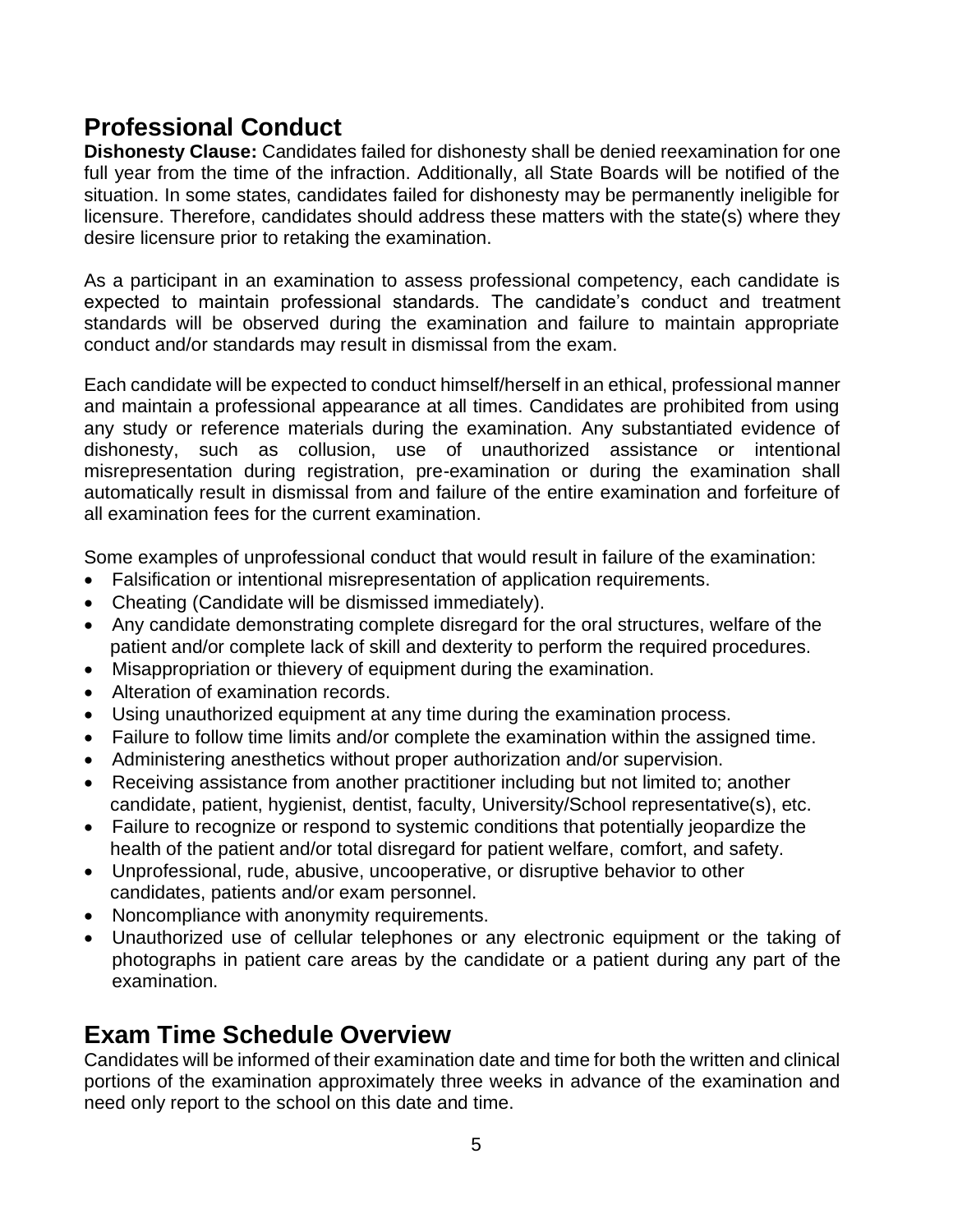## Professional Conduct

**Dishonesty Clause:** Candidates failed for dishonesty shall be denied reexamination for one full year from the time of the infraction. Additionally, all State Boards will be notified of the situation. In some states, candidates failed for dishonesty may be permanently ineligible for licensure. Therefore, candidates should address these matters with the state(s) where they desire licensure prior to retaking the examination.

As a participant in an examination to assess professional competency, each candidate is expected to maintain professional standards. The candidate's conduct and treatment standards will be observed during the examination and failure to maintain appropriate conduct and/or standards may result in dismissal from the exam.

Each candidate will be expected to conduct himself/herself in an ethical, professional manner and maintain a professional appearance at all times. Candidates are prohibited from using any study or reference materials during the examination. Any substantiated evidence of dishonesty, such as collusion, use of unauthorized assistance or intentional misrepresentation during registration, pre-examination or during the examination shall automatically result in dismissal from and failure of the entire examination and forfeiture of all examination fees for the current examination.

Some examples of unprofessional conduct that would result in failure of the examination:

- Falsification or intentional misrepresentation of application requirements.
- Cheating (Candidate will be dismissed immediately).
- Any candidate demonstrating complete disregard for the oral structures, welfare of the patient and/or complete lack of skill and dexterity to perform the required procedures.
- Misappropriation or thievery of equipment during the examination.
- Alteration of examination records.
- Using unauthorized equipment at any time during the examination process.
- Failure to follow time limits and/or complete the examination within the assigned time.
- Administering anesthetics without proper authorization and/or supervision.
- Receiving assistance from another practitioner including but not limited to; another candidate, patient, hygienist, dentist, faculty, University/School representative(s), etc.
- Failure to recognize or respond to systemic conditions that potentially jeopardize the health of the patient and/or total disregard for patient welfare, comfort, and safety.
- Unprofessional, rude, abusive, uncooperative, or disruptive behavior to other candidates, patients and/or exam personnel.
- Noncompliance with anonymity requirements.
- Unauthorized use of cellular telephones or any electronic equipment or the taking of photographs in patient care areas by the candidate or a patient during any part of the examination.

## Exam Time Schedule Overview

Candidates will be informed of their examination date and time for both the written and clinical portions of the examination approximately three weeks in advance of the examination and need only report to the school on this date and time.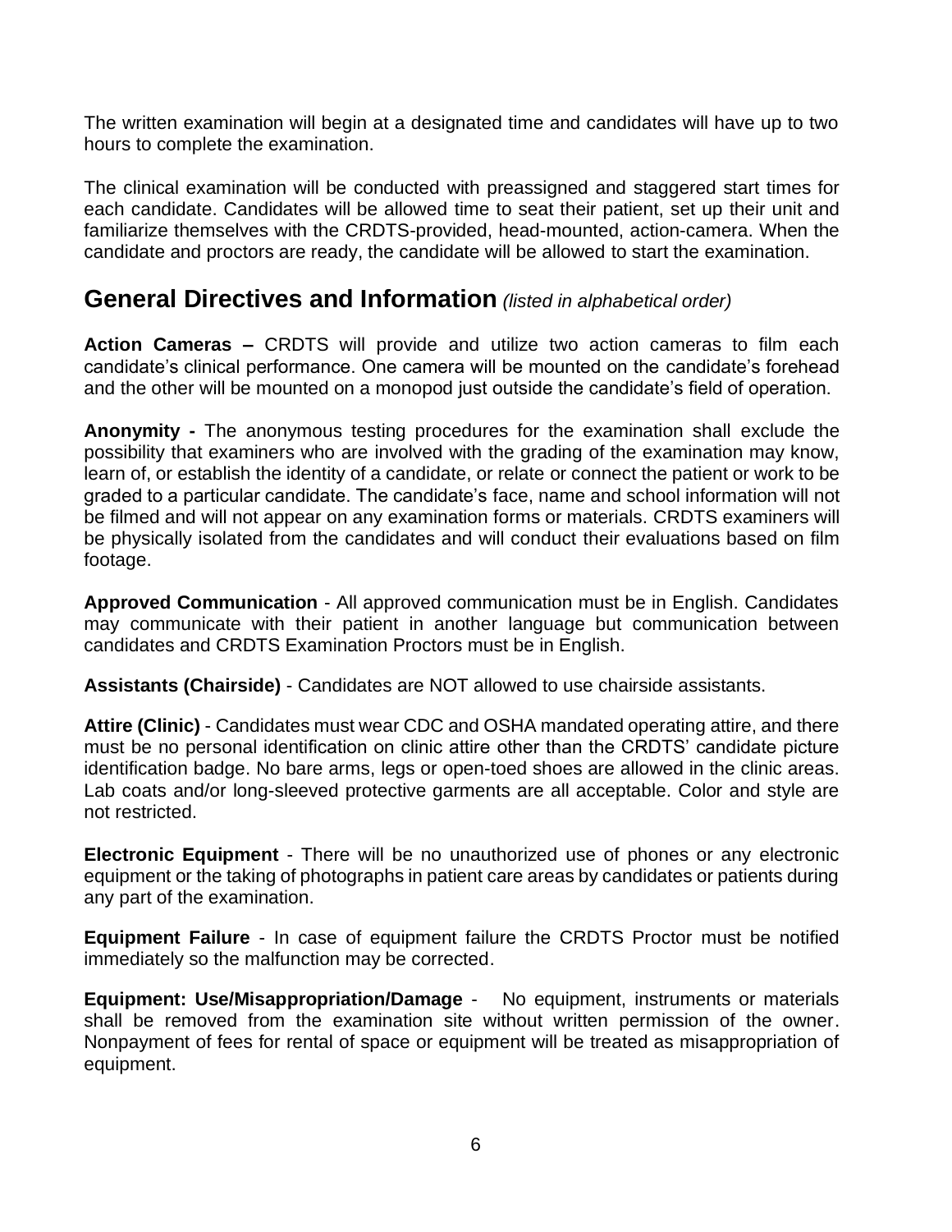The written examination will begin at a designated time and candidates will have up to two hours to complete the examination.

The clinical examination will be conducted with preassigned and staggered start times for each candidate. Candidates will be allowed time to seat their patient, set up their unit and familiarize themselves with the CRDTS-provided, head-mounted, action-camera. When the candidate and proctors are ready, the candidate will be allowed to start the examination.

## General Directives and Information *(listed in alphabetical order)*

**Action Cameras –** CRDTS will provide and utilize two action cameras to film each candidate's clinical performance. One camera will be mounted on the candidate's forehead and the other will be mounted on a monopod just outside the candidate's field of operation.

**Anonymity -** The anonymous testing procedures for the examination shall exclude the possibility that examiners who are involved with the grading of the examination may know, learn of, or establish the identity of a candidate, or relate or connect the patient or work to be graded to a particular candidate. The candidate's face, name and school information will not be filmed and will not appear on any examination forms or materials. CRDTS examiners will be physically isolated from the candidates and will conduct their evaluations based on film footage.

**Approved Communication** - All approved communication must be in English. Candidates may communicate with their patient in another language but communication between candidates and CRDTS Examination Proctors must be in English.

**Assistants (Chairside)** - Candidates are NOT allowed to use chairside assistants.

**Attire (Clinic)** - Candidates must wear CDC and OSHA mandated operating attire, and there must be no personal identification on clinic attire other than the CRDTS' candidate picture identification badge. No bare arms, legs or open-toed shoes are allowed in the clinic areas. Lab coats and/or long-sleeved protective garments are all acceptable. Color and style are not restricted.

**Electronic Equipment** - There will be no unauthorized use of phones or any electronic equipment or the taking of photographs in patient care areas by candidates or patients during any part of the examination.

**Equipment Failure** - In case of equipment failure the CRDTS Proctor must be notified immediately so the malfunction may be corrected.

**Equipment: Use/Misappropriation/Damage** - No equipment, instruments or materials shall be removed from the examination site without written permission of the owner. Nonpayment of fees for rental of space or equipment will be treated as misappropriation of equipment.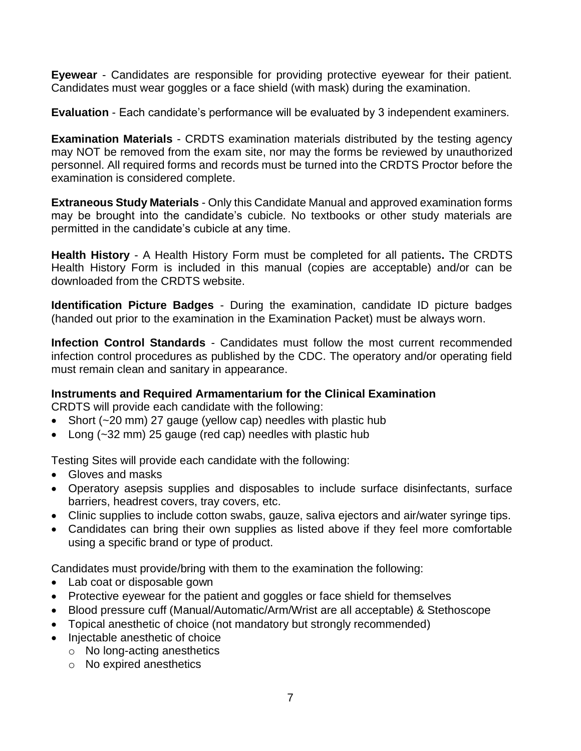**Eyewear** - Candidates are responsible for providing protective eyewear for their patient. Candidates must wear goggles or a face shield (with mask) during the examination.

**Evaluation** - Each candidate's performance will be evaluated by 3 independent examiners.

**Examination Materials** - CRDTS examination materials distributed by the testing agency may NOT be removed from the exam site, nor may the forms be reviewed by unauthorized personnel. All required forms and records must be turned into the CRDTS Proctor before the examination is considered complete.

**Extraneous Study Materials** - Only this Candidate Manual and approved examination forms may be brought into the candidate's cubicle. No textbooks or other study materials are permitted in the candidate's cubicle at any time.

**Health History** - A Health History Form must be completed for all patients**.** The CRDTS Health History Form is included in this manual (copies are acceptable) and/or can be downloaded from the CRDTS website.

**Identification Picture Badges** - During the examination, candidate ID picture badges (handed out prior to the examination in the Examination Packet) must be always worn.

**Infection Control Standards** - Candidates must follow the most current recommended infection control procedures as published by the CDC. The operatory and/or operating field must remain clean and sanitary in appearance.

**Instruments and Required Armamentarium for the Clinical Examination**

CRDTS will provide each candidate with the following:

- Short (~20 mm) 27 gauge (yellow cap) needles with plastic hub
- Long (~32 mm) 25 gauge (red cap) needles with plastic hub

Testing Sites will provide each candidate with the following:

- Gloves and masks
- Operatory asepsis supplies and disposables to include surface disinfectants, surface barriers, headrest covers, tray covers, etc.
- Clinic supplies to include cotton swabs, gauze, saliva ejectors and air/water syringe tips.
- Candidates can bring their own supplies as listed above if they feel more comfortable using a specific brand or type of product.

Candidates must provide/bring with them to the examination the following:

- Lab coat or disposable gown
- Protective eyewear for the patient and goggles or face shield for themselves
- Blood pressure cuff (Manual/Automatic/Arm/Wrist are all acceptable) & Stethoscope
- Topical anesthetic of choice (not mandatory but strongly recommended)
- Injectable anesthetic of choice
  - No long-acting anesthetics
  - No expired anesthetics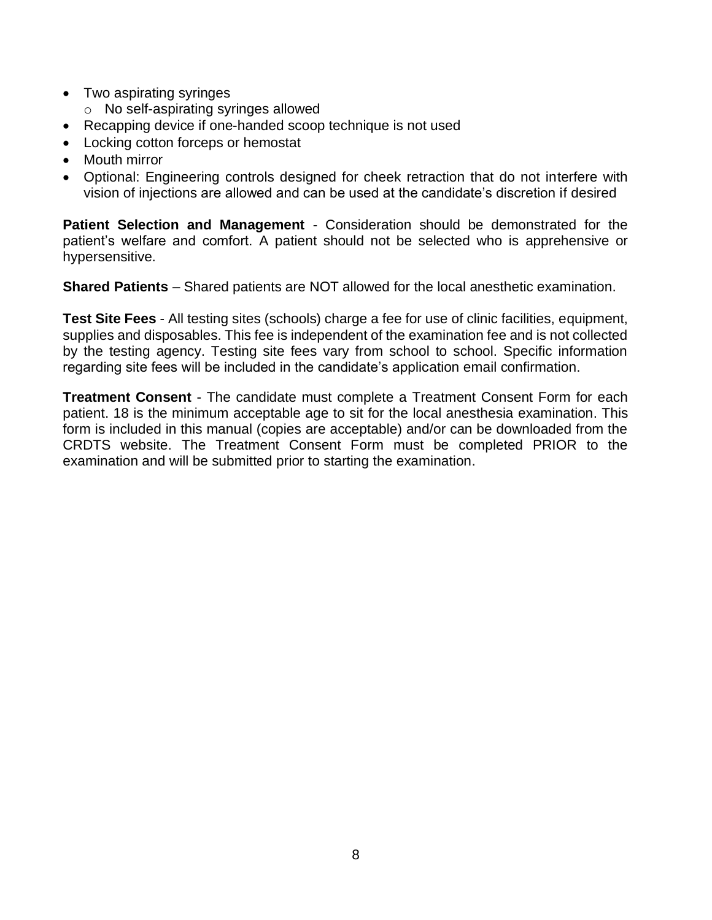- Two aspirating syringes
  - No self-aspirating syringes allowed
- Recapping device if one-handed scoop technique is not used
- Locking cotton forceps or hemostat
- Mouth mirror
- Optional: Engineering controls designed for cheek retraction that do not interfere with vision of injections are allowed and can be used at the candidate's discretion if desired

**Patient Selection and Management** - Consideration should be demonstrated for the patient's welfare and comfort. A patient should not be selected who is apprehensive or hypersensitive.

**Shared Patients** – Shared patients are NOT allowed for the local anesthetic examination.

**Test Site Fees** - All testing sites (schools) charge a fee for use of clinic facilities, equipment, supplies and disposables. This fee is independent of the examination fee and is not collected by the testing agency. Testing site fees vary from school to school. Specific information regarding site fees will be included in the candidate's application email confirmation.

**Treatment Consent** - The candidate must complete a Treatment Consent Form for each patient. 18 is the minimum acceptable age to sit for the local anesthesia examination. This form is included in this manual (copies are acceptable) and/or can be downloaded from the CRDTS website. The Treatment Consent Form must be completed PRIOR to the examination and will be submitted prior to starting the examination.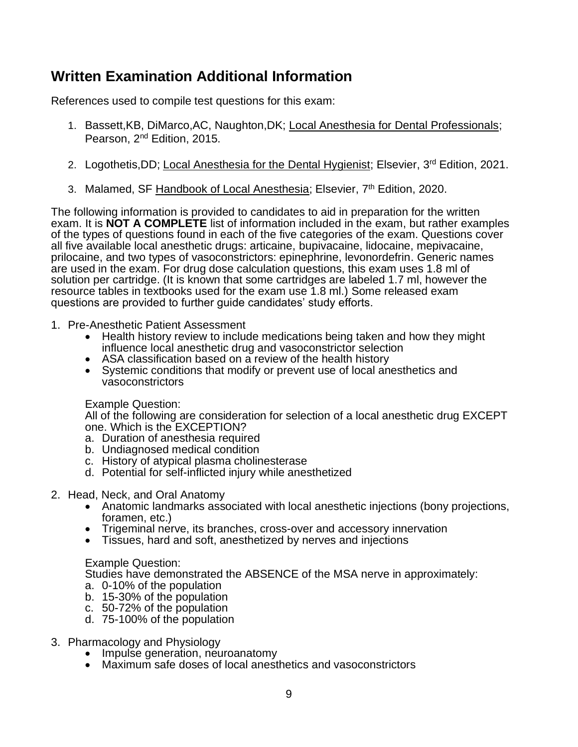## Written Examination Additional Information

References used to compile test questions for this exam:

1. Bassett,KB, DiMarco,AC, Naughton,DK; Local Anesthesia for Dental Professionals; Pearson, 2nd Edition, 2015.

2. Logothetis,DD; Local Anesthesia for the Dental Hygienist; Elsevier, 3rd Edition, 2021.

3. Malamed, SF Handbook of Local Anesthesia; Elsevier, 7th Edition, 2020.

The following information is provided to candidates to aid in preparation for the written exam. It is **NOT A COMPLETE** list of information included in the exam, but rather examples of the types of questions found in each of the five categories of the exam. Questions cover all five available local anesthetic drugs: articaine, bupivacaine, lidocaine, mepivacaine, prilocaine, and two types of vasoconstrictors: epinephrine, levonordefrin. Generic names are used in the exam. For drug dose calculation questions, this exam uses 1.8 ml of solution per cartridge. (It is known that some cartridges are labeled 1.7 ml, however the resource tables in textbooks used for the exam use 1.8 ml.) Some released exam questions are provided to further guide candidates' study efforts.

1. Pre-Anesthetic Patient Assessment
    - Health history review to include medications being taken and how they might influence local anesthetic drug and vasoconstrictor selection
    - ASA classification based on a review of the health history
    - Systemic conditions that modify or prevent use of local anesthetics and vasoconstrictors

    Example Question:
    All of the following are consideration for selection of a local anesthetic drug EXCEPT one. Which is the EXCEPTION?
    a. Duration of anesthesia required
    b. Undiagnosed medical condition
    c. History of atypical plasma cholinesterase
    d. Potential for self-inflicted injury while anesthetized

2. Head, Neck, and Oral Anatomy
    - Anatomic landmarks associated with local anesthetic injections (bony projections, foramen, etc.)
    - Trigeminal nerve, its branches, cross-over and accessory innervation
    - Tissues, hard and soft, anesthetized by nerves and injections

    Example Question:
    Studies have demonstrated the ABSENCE of the MSA nerve in approximately:
    a. 0-10% of the population
    b. 15-30% of the population
    c. 50-72% of the population
    d. 75-100% of the population

3. Pharmacology and Physiology
    - Impulse generation, neuroanatomy
    - Maximum safe doses of local anesthetics and vasoconstrictors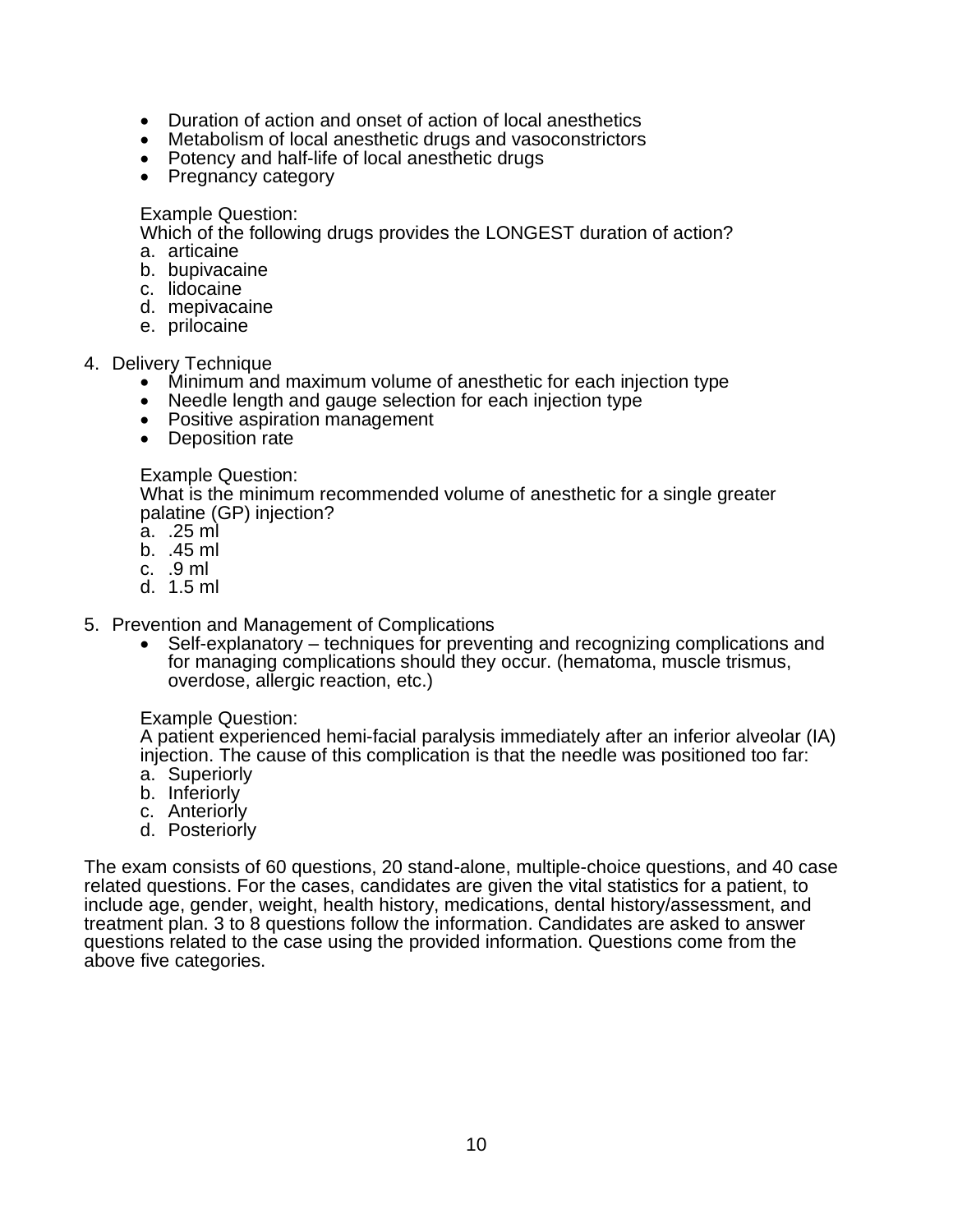- Duration of action and onset of action of local anesthetics
- Metabolism of local anesthetic drugs and vasoconstrictors
- Potency and half-life of local anesthetic drugs
- Pregnancy category

Example Question:
Which of the following drugs provides the LONGEST duration of action?

a. articaine
b. bupivacaine
c. lidocaine
d. mepivacaine
e. prilocaine

4. Delivery Technique
   - Minimum and maximum volume of anesthetic for each injection type
   - Needle length and gauge selection for each injection type
   - Positive aspiration management
   - Deposition rate

   Example Question:
   What is the minimum recommended volume of anesthetic for a single greater palatine (GP) injection?

   a. .25 ml
   b. .45 ml
   c. .9 ml
   d. 1.5 ml

5. Prevention and Management of Complications
   - Self-explanatory – techniques for preventing and recognizing complications and for managing complications should they occur. (hematoma, muscle trismus, overdose, allergic reaction, etc.)

   Example Question:
   A patient experienced hemi-facial paralysis immediately after an inferior alveolar (IA) injection. The cause of this complication is that the needle was positioned too far:

   a. Superiorly
   b. Inferiorly
   c. Anteriorly
   d. Posteriorly

The exam consists of 60 questions, 20 stand-alone, multiple-choice questions, and 40 case related questions. For the cases, candidates are given the vital statistics for a patient, to include age, gender, weight, health history, medications, dental history/assessment, and treatment plan. 3 to 8 questions follow the information. Candidates are asked to answer questions related to the case using the provided information. Questions come from the above five categories.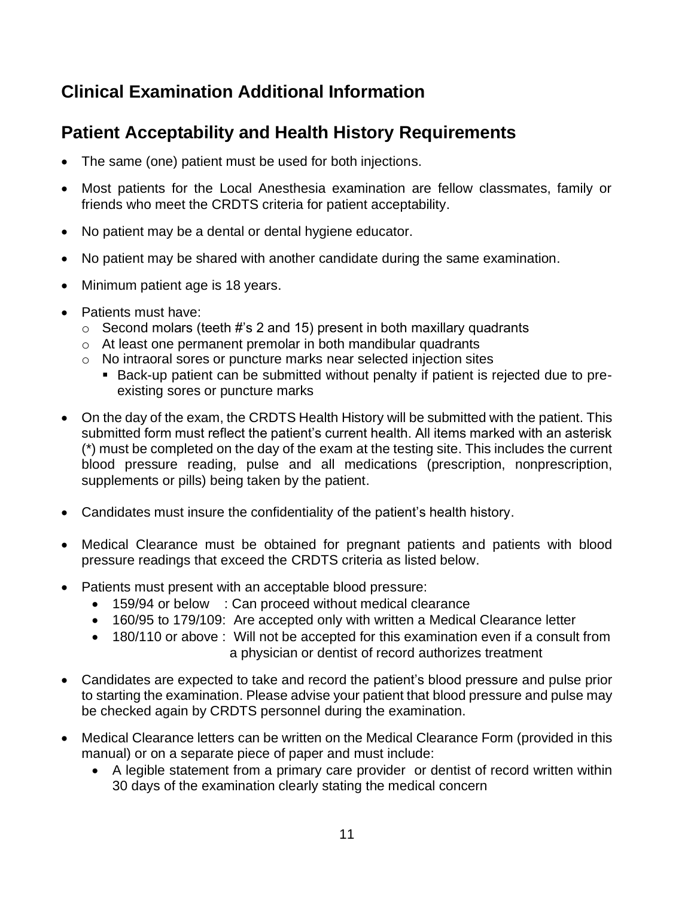## Clinical Examination Additional Information

## Patient Acceptability and Health History Requirements

- The same (one) patient must be used for both injections.
- Most patients for the Local Anesthesia examination are fellow classmates, family or friends who meet the CRDTS criteria for patient acceptability.
- No patient may be a dental or dental hygiene educator.
- No patient may be shared with another candidate during the same examination.
- Minimum patient age is 18 years.
- Patients must have:
  - Second molars (teeth #'s 2 and 15) present in both maxillary quadrants
  - At least one permanent premolar in both mandibular quadrants
  - No intraoral sores or puncture marks near selected injection sites
    - Back-up patient can be submitted without penalty if patient is rejected due to pre-existing sores or puncture marks
- On the day of the exam, the CRDTS Health History will be submitted with the patient. This submitted form must reflect the patient's current health. All items marked with an asterisk (*) must be completed on the day of the exam at the testing site. This includes the current blood pressure reading, pulse and all medications (prescription, nonprescription, supplements or pills) being taken by the patient.
- Candidates must insure the confidentiality of the patient's health history.
- Medical Clearance must be obtained for pregnant patients and patients with blood pressure readings that exceed the CRDTS criteria as listed below.
- Patients must present with an acceptable blood pressure:
  - 159/94 or below : Can proceed without medical clearance
  - 160/95 to 179/109: Are accepted only with written a Medical Clearance letter
  - 180/110 or above : Will not be accepted for this examination even if a consult from a physician or dentist of record authorizes treatment
- Candidates are expected to take and record the patient's blood pressure and pulse prior to starting the examination. Please advise your patient that blood pressure and pulse may be checked again by CRDTS personnel during the examination.
- Medical Clearance letters can be written on the Medical Clearance Form (provided in this manual) or on a separate piece of paper and must include:
  - A legible statement from a primary care provider or dentist of record written within 30 days of the examination clearly stating the medical concern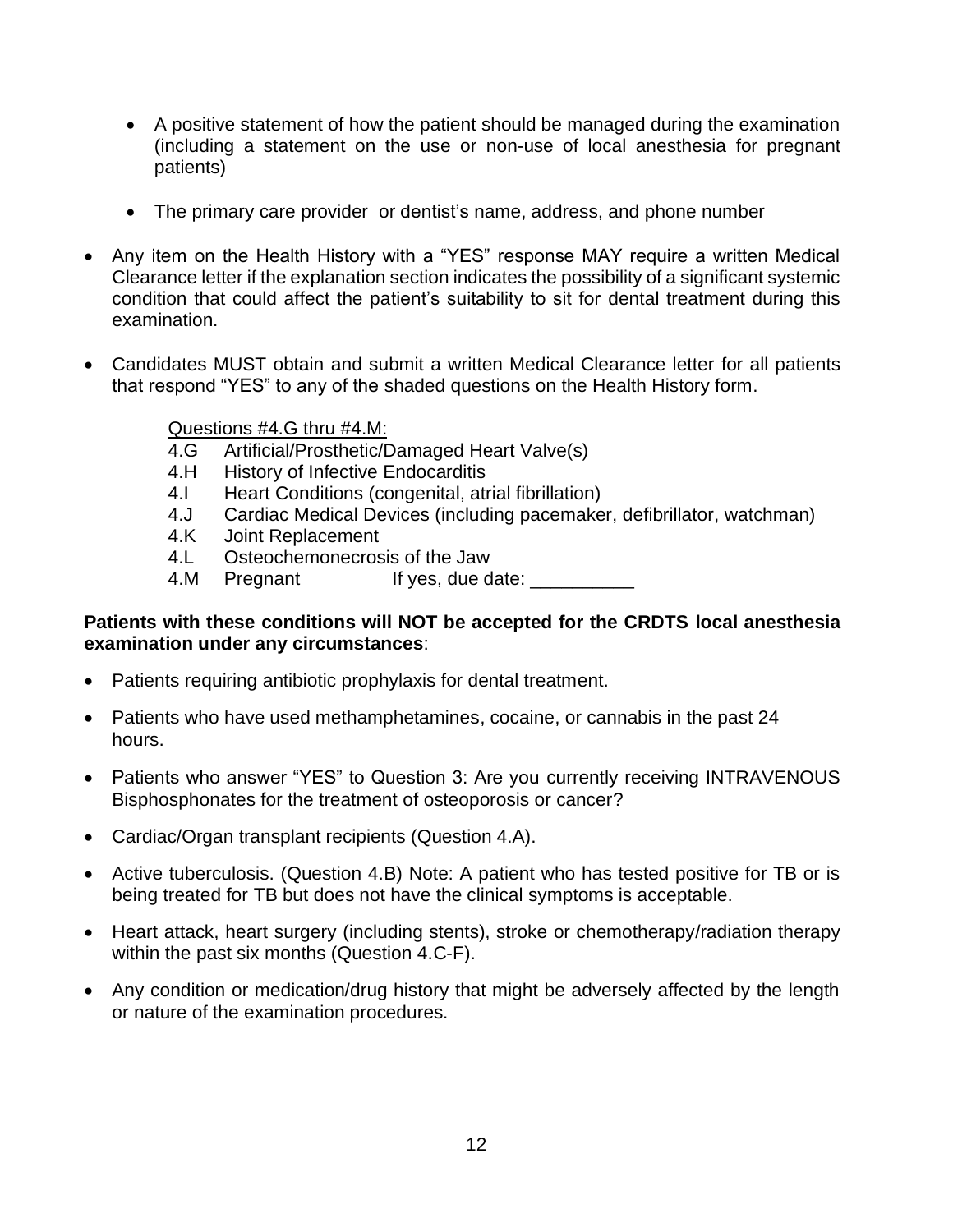- A positive statement of how the patient should be managed during the examination (including a statement on the use or non-use of local anesthesia for pregnant patients)

- The primary care provider or dentist's name, address, and phone number

- Any item on the Health History with a "YES" response MAY require a written Medical Clearance letter if the explanation section indicates the possibility of a significant systemic condition that could affect the patient's suitability to sit for dental treatment during this examination.

- Candidates MUST obtain and submit a written Medical Clearance letter for all patients that respond "YES" to any of the shaded questions on the Health History form.

  Questions #4.G thru #4.M:
  4.G Artificial/Prosthetic/Damaged Heart Valve(s)
  4.H History of Infective Endocarditis
  4.I Heart Conditions (congenital, atrial fibrillation)
  4.J Cardiac Medical Devices (including pacemaker, defibrillator, watchman)
  4.K Joint Replacement
  4.L Osteochemonecrosis of the Jaw
  4.M Pregnant If yes, due date: __________

**Patients with these conditions will NOT be accepted for the CRDTS local anesthesia examination under any circumstances**:

- Patients requiring antibiotic prophylaxis for dental treatment.

- Patients who have used methamphetamines, cocaine, or cannabis in the past 24 hours.

- Patients who answer "YES" to Question 3: Are you currently receiving INTRAVENOUS Bisphosphonates for the treatment of osteoporosis or cancer?

- Cardiac/Organ transplant recipients (Question 4.A).

- Active tuberculosis. (Question 4.B) Note: A patient who has tested positive for TB or is being treated for TB but does not have the clinical symptoms is acceptable.

- Heart attack, heart surgery (including stents), stroke or chemotherapy/radiation therapy within the past six months (Question 4.C-F).

- Any condition or medication/drug history that might be adversely affected by the length or nature of the examination procedures.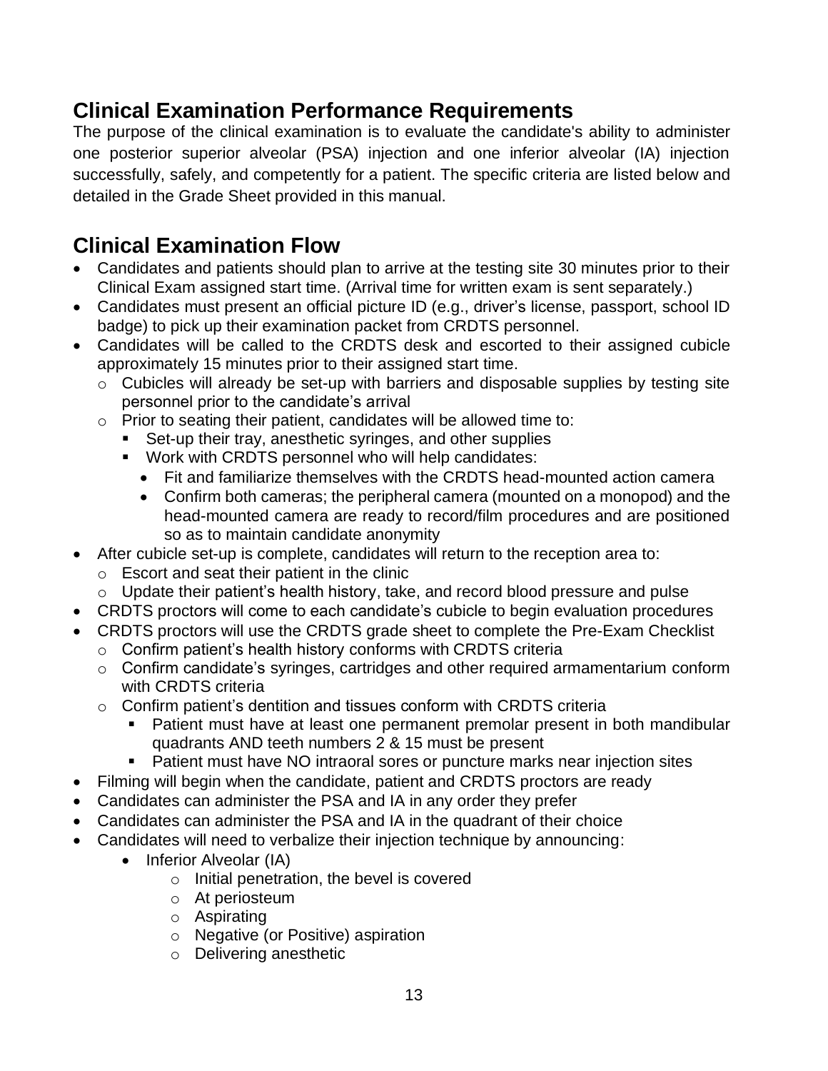## Clinical Examination Performance Requirements

The purpose of the clinical examination is to evaluate the candidate's ability to administer one posterior superior alveolar (PSA) injection and one inferior alveolar (IA) injection successfully, safely, and competently for a patient. The specific criteria are listed below and detailed in the Grade Sheet provided in this manual.

## Clinical Examination Flow

- Candidates and patients should plan to arrive at the testing site 30 minutes prior to their Clinical Exam assigned start time. (Arrival time for written exam is sent separately.)
- Candidates must present an official picture ID (e.g., driver's license, passport, school ID badge) to pick up their examination packet from CRDTS personnel.
- Candidates will be called to the CRDTS desk and escorted to their assigned cubicle approximately 15 minutes prior to their assigned start time.
  - Cubicles will already be set-up with barriers and disposable supplies by testing site personnel prior to the candidate's arrival
  - Prior to seating their patient, candidates will be allowed time to:
    - Set-up their tray, anesthetic syringes, and other supplies
    - Work with CRDTS personnel who will help candidates:
      - Fit and familiarize themselves with the CRDTS head-mounted action camera
      - Confirm both cameras; the peripheral camera (mounted on a monopod) and the head-mounted camera are ready to record/film procedures and are positioned so as to maintain candidate anonymity
- After cubicle set-up is complete, candidates will return to the reception area to:
  - Escort and seat their patient in the clinic
  - Update their patient's health history, take, and record blood pressure and pulse
- CRDTS proctors will come to each candidate's cubicle to begin evaluation procedures
- CRDTS proctors will use the CRDTS grade sheet to complete the Pre-Exam Checklist
  - Confirm patient's health history conforms with CRDTS criteria
  - Confirm candidate's syringes, cartridges and other required armamentarium conform with CRDTS criteria
  - Confirm patient's dentition and tissues conform with CRDTS criteria
    - Patient must have at least one permanent premolar present in both mandibular quadrants AND teeth numbers 2 & 15 must be present
    - Patient must have NO intraoral sores or puncture marks near injection sites
- Filming will begin when the candidate, patient and CRDTS proctors are ready
- Candidates can administer the PSA and IA in any order they prefer
- Candidates can administer the PSA and IA in the quadrant of their choice
- Candidates will need to verbalize their injection technique by announcing:
  - Inferior Alveolar (IA)
    - Initial penetration, the bevel is covered
    - At periosteum
    - Aspirating
    - Negative (or Positive) aspiration
    - Delivering anesthetic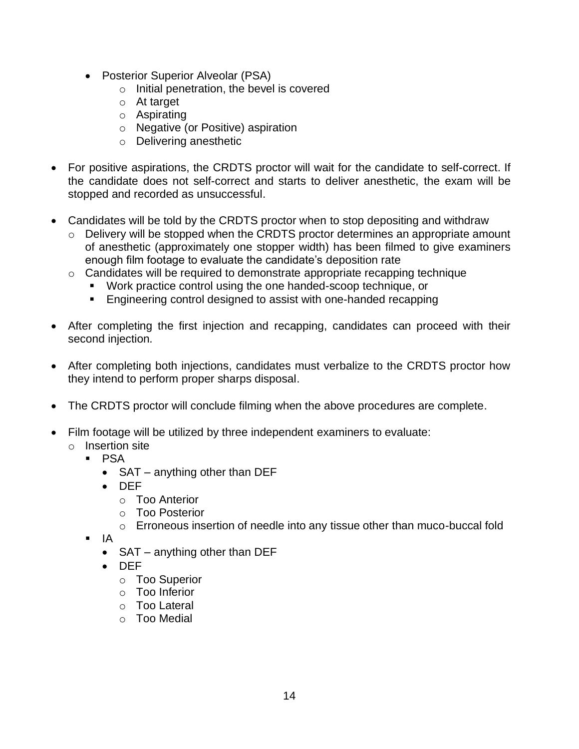- Posterior Superior Alveolar (PSA)
  - Initial penetration, the bevel is covered
  - At target
  - Aspirating
  - Negative (or Positive) aspiration
  - Delivering anesthetic

- For positive aspirations, the CRDTS proctor will wait for the candidate to self-correct. If the candidate does not self-correct and starts to deliver anesthetic, the exam will be stopped and recorded as unsuccessful.

- Candidates will be told by the CRDTS proctor when to stop depositing and withdraw
  - Delivery will be stopped when the CRDTS proctor determines an appropriate amount of anesthetic (approximately one stopper width) has been filmed to give examiners enough film footage to evaluate the candidate's deposition rate
  - Candidates will be required to demonstrate appropriate recapping technique
    - Work practice control using the one handed-scoop technique, or
    - Engineering control designed to assist with one-handed recapping

- After completing the first injection and recapping, candidates can proceed with their second injection.

- After completing both injections, candidates must verbalize to the CRDTS proctor how they intend to perform proper sharps disposal.

- The CRDTS proctor will conclude filming when the above procedures are complete.

- Film footage will be utilized by three independent examiners to evaluate:
  - Insertion site
    - PSA
      - SAT – anything other than DEF
      - DEF
        - Too Anterior
        - Too Posterior
        - Erroneous insertion of needle into any tissue other than muco-buccal fold
    - IA
      - SAT – anything other than DEF
      - DEF
        - Too Superior
        - Too Inferior
        - Too Lateral
        - Too Medial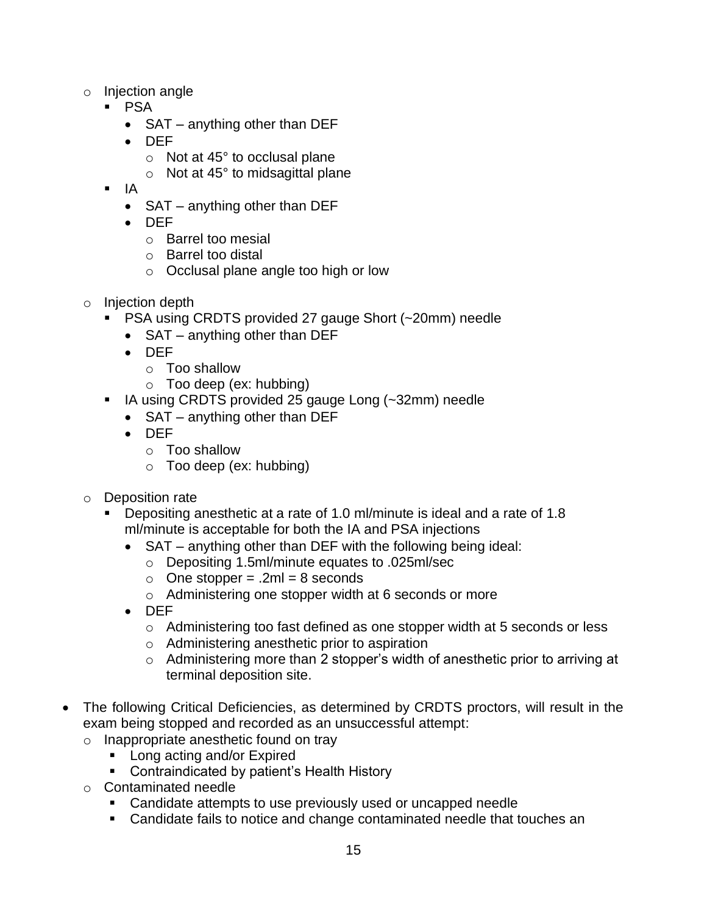- Injection angle
  - PSA
    - SAT – anything other than DEF
    - DEF
      - Not at 45° to occlusal plane
      - Not at 45° to midsagittal plane
  - IA
    - SAT – anything other than DEF
    - DEF
      - Barrel too mesial
      - Barrel too distal
      - Occlusal plane angle too high or low
- Injection depth
  - PSA using CRDTS provided 27 gauge Short (~20mm) needle
    - SAT – anything other than DEF
    - DEF
      - Too shallow
      - Too deep (ex: hubbing)
  - IA using CRDTS provided 25 gauge Long (~32mm) needle
    - SAT – anything other than DEF
    - DEF
      - Too shallow
      - Too deep (ex: hubbing)
- Deposition rate
  - Depositing anesthetic at a rate of 1.0 ml/minute is ideal and a rate of 1.8 ml/minute is acceptable for both the IA and PSA injections
    - SAT – anything other than DEF with the following being ideal:
      - Depositing 1.5ml/minute equates to .025ml/sec
      - One stopper = .2ml = 8 seconds
      - Administering one stopper width at 6 seconds or more
    - DEF
      - Administering too fast defined as one stopper width at 5 seconds or less
      - Administering anesthetic prior to aspiration
      - Administering more than 2 stopper's width of anesthetic prior to arriving at terminal deposition site.

- The following Critical Deficiencies, as determined by CRDTS proctors, will result in the exam being stopped and recorded as an unsuccessful attempt:
  - Inappropriate anesthetic found on tray
    - Long acting and/or Expired
    - Contraindicated by patient's Health History
  - Contaminated needle
    - Candidate attempts to use previously used or uncapped needle
    - Candidate fails to notice and change contaminated needle that touches an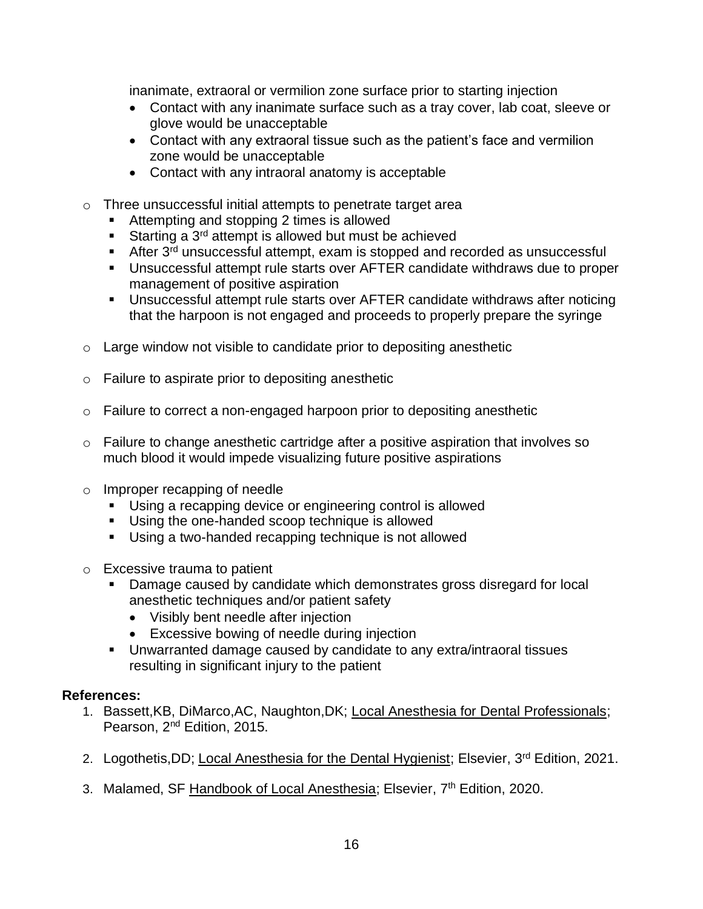inanimate, extraoral or vermilion zone surface prior to starting injection

        - Contact with any inanimate surface such as a tray cover, lab coat, sleeve or glove would be unacceptable
        - Contact with any extraoral tissue such as the patient's face and vermilion zone would be unacceptable
        - Contact with any intraoral anatomy is acceptable

- Three unsuccessful initial attempts to penetrate target area
    - Attempting and stopping 2 times is allowed
    - Starting a 3rd attempt is allowed but must be achieved
    - After 3rd unsuccessful attempt, exam is stopped and recorded as unsuccessful
    - Unsuccessful attempt rule starts over AFTER candidate withdraws due to proper management of positive aspiration
    - Unsuccessful attempt rule starts over AFTER candidate withdraws after noticing that the harpoon is not engaged and proceeds to properly prepare the syringe

- Large window not visible to candidate prior to depositing anesthetic

- Failure to aspirate prior to depositing anesthetic

- Failure to correct a non-engaged harpoon prior to depositing anesthetic

- Failure to change anesthetic cartridge after a positive aspiration that involves so much blood it would impede visualizing future positive aspirations

- Improper recapping of needle
    - Using a recapping device or engineering control is allowed
    - Using the one-handed scoop technique is allowed
    - Using a two-handed recapping technique is not allowed

- Excessive trauma to patient
    - Damage caused by candidate which demonstrates gross disregard for local anesthetic techniques and/or patient safety
        - Visibly bent needle after injection
        - Excessive bowing of needle during injection
    - Unwarranted damage caused by candidate to any extra/intraoral tissues resulting in significant injury to the patient

**References:**

1. Bassett,KB, DiMarco,AC, Naughton,DK; Local Anesthesia for Dental Professionals; Pearson, 2nd Edition, 2015.
2. Logothetis,DD; Local Anesthesia for the Dental Hygienist; Elsevier, 3rd Edition, 2021.
3. Malamed, SF Handbook of Local Anesthesia; Elsevier, 7th Edition, 2020.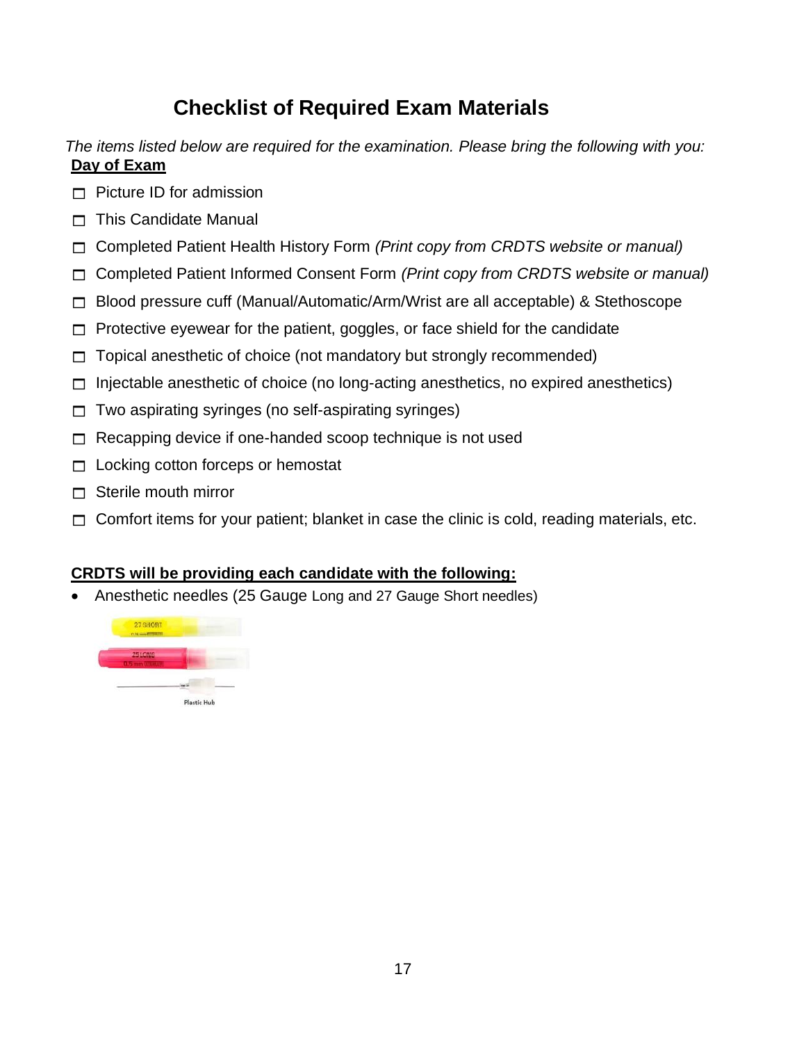# Checklist of Required Exam Materials

*The items listed below are required for the examination. Please bring the following with you:*

**Day of Exam**

- ☐ Picture ID for admission
- ☐ This Candidate Manual
- ☐ Completed Patient Health History Form *(Print copy from CRDTS website or manual)*
- ☐ Completed Patient Informed Consent Form *(Print copy from CRDTS website or manual)*
- ☐ Blood pressure cuff (Manual/Automatic/Arm/Wrist are all acceptable) & Stethoscope
- ☐ Protective eyewear for the patient, goggles, or face shield for the candidate
- ☐ Topical anesthetic of choice (not mandatory but strongly recommended)
- ☐ Injectable anesthetic of choice (no long-acting anesthetics, no expired anesthetics)
- ☐ Two aspirating syringes (no self-aspirating syringes)
- ☐ Recapping device if one-handed scoop technique is not used
- ☐ Locking cotton forceps or hemostat
- ☐ Sterile mouth mirror
- ☐ Comfort items for your patient; blanket in case the clinic is cold, reading materials, etc.

**CRDTS will be providing each candidate with the following:**

- Anesthetic needles (25 Gauge Long and 27 Gauge Short needles)

27 SHORT

25 LONG

Plastic Hub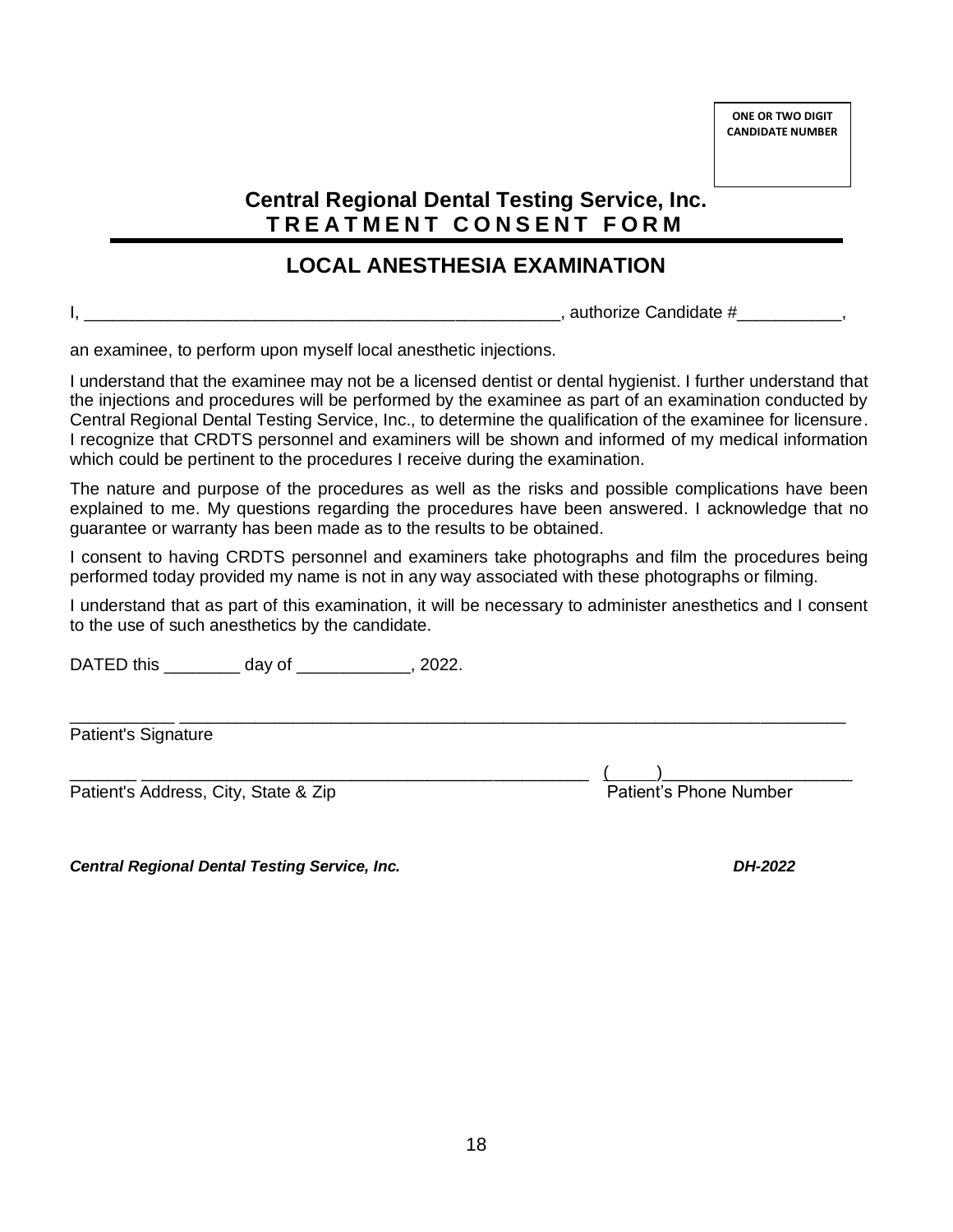**ONE OR TWO DIGIT CANDIDATE NUMBER**

## Central Regional Dental Testing Service, Inc.
## TREATMENT CONSENT FORM

## LOCAL ANESTHESIA EXAMINATION

I, _______________________________________________, authorize Candidate #___________,

an examinee, to perform upon myself local anesthetic injections.

I understand that the examinee may not be a licensed dentist or dental hygienist. I further understand that the injections and procedures will be performed by the examinee as part of an examination conducted by Central Regional Dental Testing Service, Inc., to determine the qualification of the examinee for licensure. I recognize that CRDTS personnel and examiners will be shown and informed of my medical information which could be pertinent to the procedures I receive during the examination.

The nature and purpose of the procedures as well as the risks and possible complications have been explained to me. My questions regarding the procedures have been answered. I acknowledge that no guarantee or warranty has been made as to the results to be obtained.

I consent to having CRDTS personnel and examiners take photographs and film the procedures being performed today provided my name is not in any way associated with these photographs or filming.

I understand that as part of this examination, it will be necessary to administer anesthetics and I consent to the use of such anesthetics by the candidate.

DATED this ________ day of ____________, 2022.

___________________________________________________________________________
Patient's Signature

_______________________________________________________ (_____)___________________
Patient's Address, City, State & Zip Patient's Phone Number

***Central Regional Dental Testing Service, Inc.*** ***DH-2022***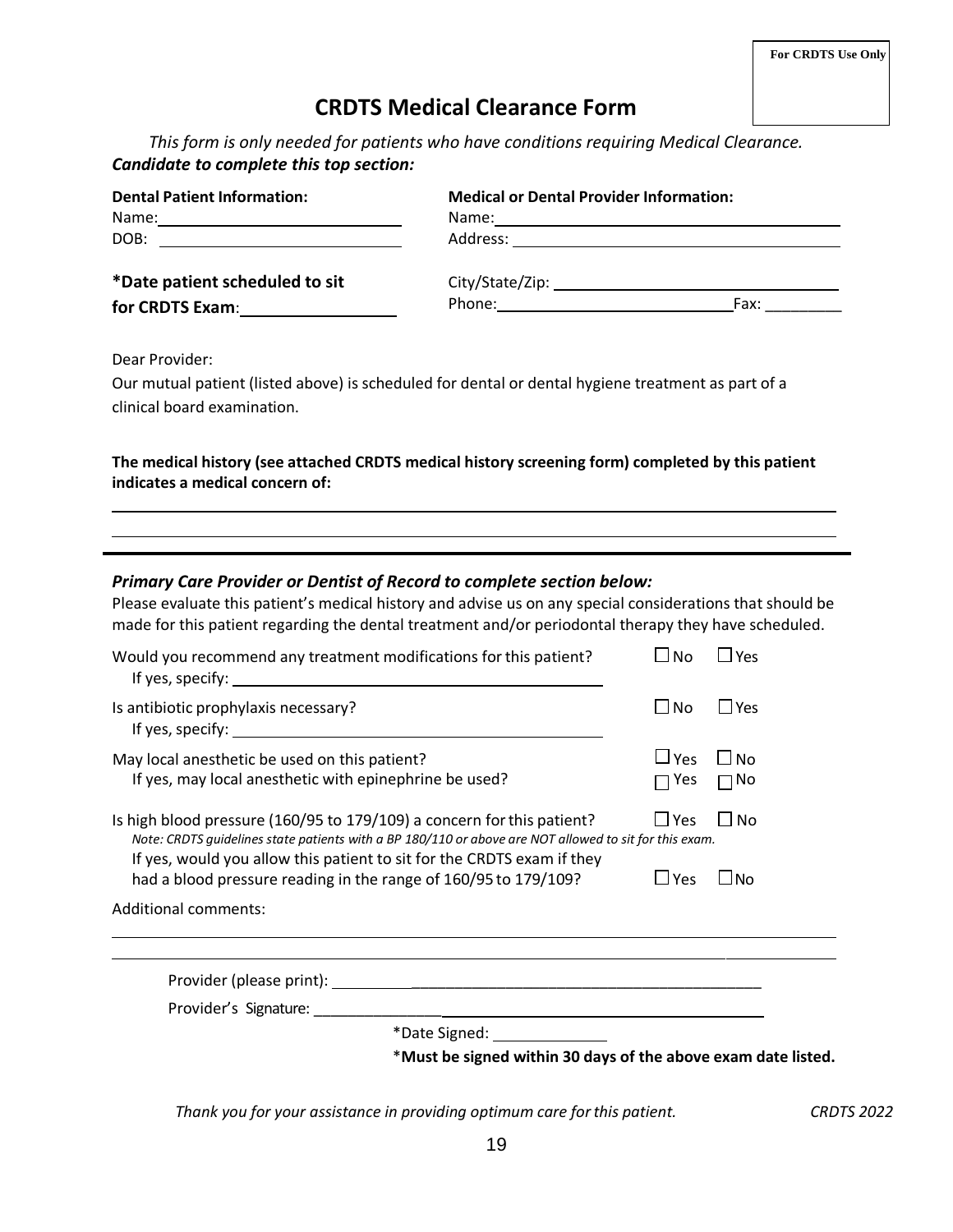For CRDTS Use Only

# CRDTS Medical Clearance Form

*This form is only needed for patients who have conditions requiring Medical Clearance.*

***Candidate to complete this top section:***

**Dental Patient Information:**

Name: ______________________________

DOB: ______________________________

**\*Date patient scheduled to sit for CRDTS Exam**: ________________

**Medical or Dental Provider Information:**

Name: ______________________________

Address: ______________________________

City/State/Zip: ______________________________

Phone: ______________________________ Fax: _________

Dear Provider:

Our mutual patient (listed above) is scheduled for dental or dental hygiene treatment as part of a clinical board examination.

**The medical history (see attached CRDTS medical history screening form) completed by this patient indicates a medical concern of:**

______________________________________________________________________________

______________________________________________________________________________

***Primary Care Provider or Dentist of Record to complete section below:***

Please evaluate this patient's medical history and advise us on any special considerations that should be made for this patient regarding the dental treatment and/or periodontal therapy they have scheduled.

Would you recommend any treatment modifications for this patient? ☐ No ☐ Yes

If yes, specify: ______________________________

Is antibiotic prophylaxis necessary? ☐ No ☐ Yes

If yes, specify: ______________________________

May local anesthetic be used on this patient? ☐ Yes ☐ No

If yes, may local anesthetic with epinephrine be used? ☐ Yes ☐ No

Is high blood pressure (160/95 to 179/109) a concern for this patient? ☐ Yes ☐ No

*Note: CRDTS guidelines state patients with a BP 180/110 or above are NOT allowed to sit for this exam.*

If yes, would you allow this patient to sit for the CRDTS exam if they had a blood pressure reading in the range of 160/95 to 179/109? ☐ Yes ☐ No

Additional comments:

______________________________________________________________________________

______________________________________________________________________________

Provider (please print): ______________________________

Provider's Signature: ______________________________

\*Date Signed: ______________

\***Must be signed within 30 days of the above exam date listed.**

*Thank you for your assistance in providing optimum care for this patient.* *CRDTS 2022*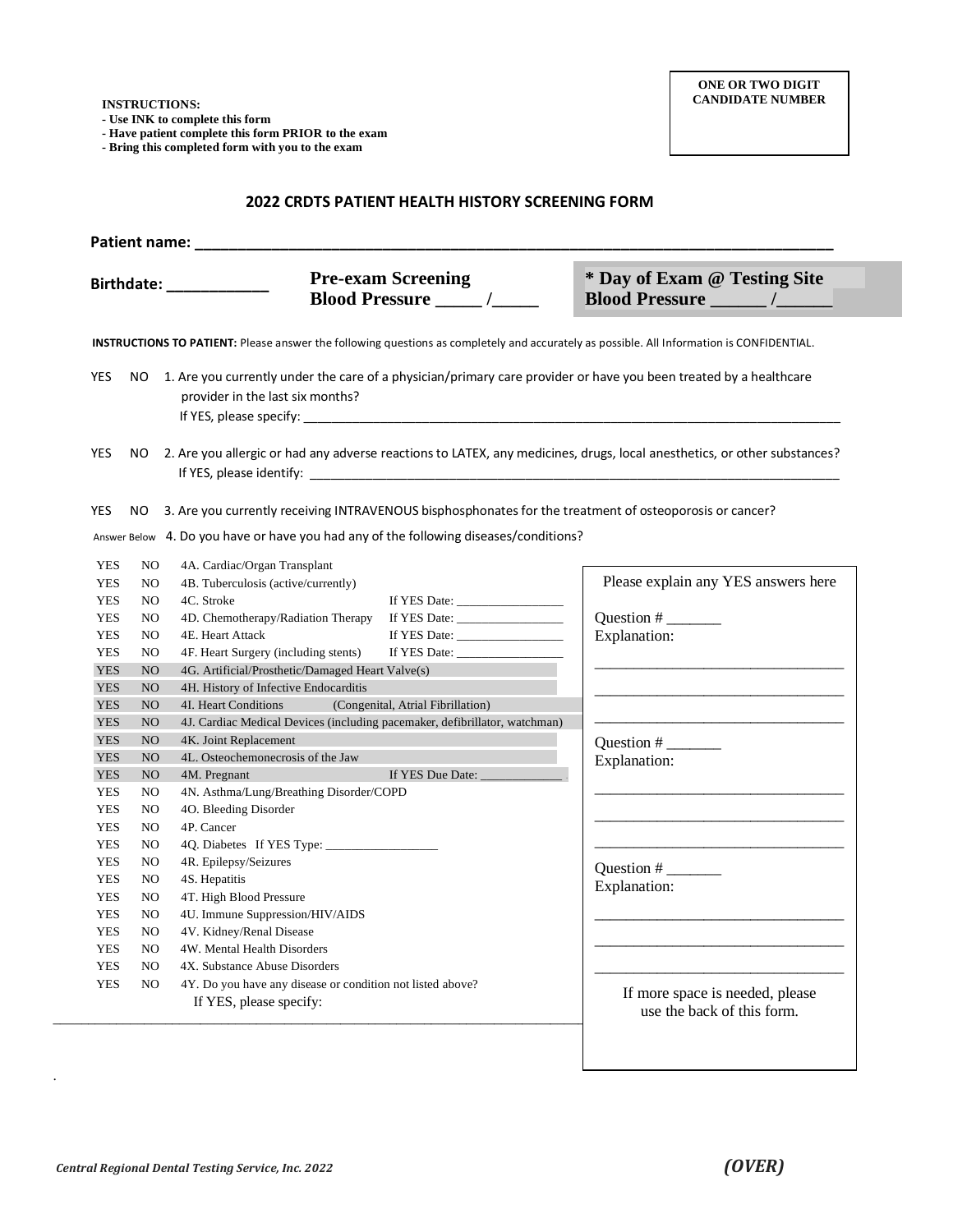**INSTRUCTIONS:**
**- Use INK to complete this form**
**- Have patient complete this form PRIOR to the exam**
**- Bring this completed form with you to the exam**

**ONE OR TWO DIGIT CANDIDATE NUMBER**

## 2022 CRDTS PATIENT HEALTH HISTORY SCREENING FORM

**Patient name: ___________________________________________________________________**

**Birthdate: ___________**

**Pre-exam Screening Blood Pressure _____ /_____**

**\* Day of Exam @ Testing Site Blood Pressure ______ /______**

**INSTRUCTIONS TO PATIENT:** Please answer the following questions as completely and accurately as possible. All Information is CONFIDENTIAL.

YES NO 1. Are you currently under the care of a physician/primary care provider or have you been treated by a healthcare provider in the last six months?
If YES, please specify: ___________________________________________________________________________

YES NO 2. Are you allergic or had any adverse reactions to LATEX, any medicines, drugs, local anesthetics, or other substances?
If YES, please identify: ___________________________________________________________________________

YES NO 3. Are you currently receiving INTRAVENOUS bisphosphonates for the treatment of osteoporosis or cancer?

Answer Below 4. Do you have or have you had any of the following diseases/conditions?

| | | | |
|---|---|---|---|
| YES | NO | 4A. Cardiac/Organ Transplant | |
| YES | NO | 4B. Tuberculosis (active/currently) | |
| YES | NO | 4C. Stroke | If YES Date: ________________ |
| YES | NO | 4D. Chemotherapy/Radiation Therapy | If YES Date: ________________ |
| YES | NO | 4E. Heart Attack | If YES Date: ________________ |
| YES | NO | 4F. Heart Surgery (including stents) | If YES Date: ________________ |
| YES | NO | 4G. Artificial/Prosthetic/Damaged Heart Valve(s) | |
| YES | NO | 4H. History of Infective Endocarditis | |
| YES | NO | 4I. Heart Conditions (Congenital, Atrial Fibrillation) | |
| YES | NO | 4J. Cardiac Medical Devices (including pacemaker, defibrillator, watchman) | |
| YES | NO | 4K. Joint Replacement | |
| YES | NO | 4L. Osteochemonecrosis of the Jaw | |
| YES | NO | 4M. Pregnant | If YES Due Date: _____________ |
| YES | NO | 4N. Asthma/Lung/Breathing Disorder/COPD | |
| YES | NO | 4O. Bleeding Disorder | |
| YES | NO | 4P. Cancer | |
| YES | NO | 4Q. Diabetes If YES Type: _________________ | |
| YES | NO | 4R. Epilepsy/Seizures | |
| YES | NO | 4S. Hepatitis | |
| YES | NO | 4T. High Blood Pressure | |
| YES | NO | 4U. Immune Suppression/HIV/AIDS | |
| YES | NO | 4V. Kidney/Renal Disease | |
| YES | NO | 4W. Mental Health Disorders | |
| YES | NO | 4X. Substance Abuse Disorders | |
| YES | NO | 4Y. Do you have any disease or condition not listed above? If YES, please specify: | |

___________________________________________________________________________

Please explain any YES answers here

Question # _______
Explanation:
_________________________________
_________________________________
_________________________________

Question # _______
Explanation:
_________________________________
_________________________________
_________________________________

Question # _______
Explanation:
_________________________________
_________________________________
_________________________________

If more space is needed, please use the back of this form.

*Central Regional Dental Testing Service, Inc. 2022*

***(OVER)***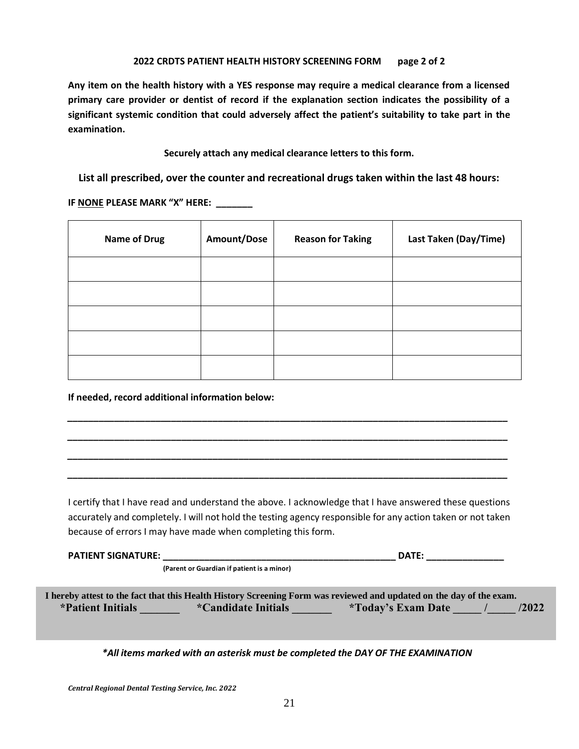**2022 CRDTS PATIENT HEALTH HISTORY SCREENING FORM page 2 of 2**

**Any item on the health history with a YES response may require a medical clearance from a licensed primary care provider or dentist of record if the explanation section indicates the possibility of a significant systemic condition that could adversely affect the patient's suitability to take part in the examination.**

**Securely attach any medical clearance letters to this form.**

**List all prescribed, over the counter and recreational drugs taken within the last 48 hours:**

**IF NONE PLEASE MARK "X" HERE: _______**

| Name of Drug | Amount/Dose | Reason for Taking | Last Taken (Day/Time) |
|---|---|---|---|
| | | | |
| | | | |
| | | | |
| | | | |
| | | | |

**If needed, record additional information below:**

_____________________________________________________________________________________

_____________________________________________________________________________________

_____________________________________________________________________________________

_____________________________________________________________________________________

I certify that I have read and understand the above. I acknowledge that I have answered these questions accurately and completely. I will not hold the testing agency responsible for any action taken or not taken because of errors I may have made when completing this form.

**PATIENT SIGNATURE: _____________________________________________ DATE: _______________**
**(Parent or Guardian if patient is a minor)**

**I hereby attest to the fact that this Health History Screening Form was reviewed and updated on the day of the exam.**
**\*Patient Initials _______ \*Candidate Initials _______ \*Today's Exam Date _____ /_____ /2022**

***\*All items marked with an asterisk must be completed the DAY OF THE EXAMINATION***

***Central Regional Dental Testing Service, Inc. 2022***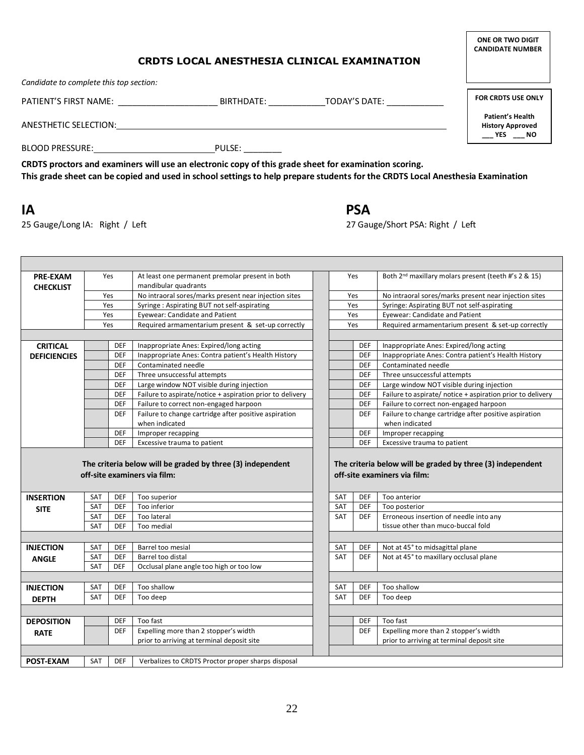**ONE OR TWO DIGIT CANDIDATE NUMBER**

# CRDTS LOCAL ANESTHESIA CLINICAL EXAMINATION

*Candidate to complete this top section:*

PATIENT'S FIRST NAME: ____________________ BIRTHDATE: ___________TODAY'S DATE: ___________

ANESTHETIC SELECTION:_______________________________________________________________

BLOOD PRESSURE:________________________PULSE: ________

**FOR CRDTS USE ONLY**

**Patient's Health History Approved**
**___ YES ___ NO**

**CRDTS proctors and examiners will use an electronic copy of this grade sheet for examination scoring.**
**This grade sheet can be copied and used in school settings to help prepare students for the CRDTS Local Anesthesia Examination**

## IA

25 Gauge/Long IA: Right / Left

## PSA

27 Gauge/Short PSA: Right / Left

| | | | IA | | | PSA |
|---|---|---|---|---|---|---|
| **PRE-EXAM CHECKLIST** | Yes | | At least one permanent premolar present in both mandibular quadrants | Yes | | Both 2nd maxillary molars present (teeth #'s 2 & 15) |
| | Yes | | No intraoral sores/marks present near injection sites | Yes | | No intraoral sores/marks present near injection sites |
| | Yes | | Syringe : Aspirating BUT not self-aspirating | Yes | | Syringe: Aspirating BUT not self-aspirating |
| | Yes | | Eyewear: Candidate and Patient | Yes | | Eyewear: Candidate and Patient |
| | Yes | | Required armamentarium present & set-up correctly | Yes | | Required armamentarium present & set-up correctly |
| **CRITICAL DEFICIENCIES** | | DEF | Inappropriate Anes: Expired/long acting | | DEF | Inappropriate Anes: Expired/long acting |
| | | DEF | Inappropriate Anes: Contra patient's Health History | | DEF | Inappropriate Anes: Contra patient's Health History |
| | | DEF | Contaminated needle | | DEF | Contaminated needle |
| | | DEF | Three unsuccessful attempts | | DEF | Three unsuccessful attempts |
| | | DEF | Large window NOT visible during injection | | DEF | Large window NOT visible during injection |
| | | DEF | Failure to aspirate/notice + aspiration prior to delivery | | DEF | Failure to aspirate/ notice + aspiration prior to delivery |
| | | DEF | Failure to correct non-engaged harpoon | | DEF | Failure to correct non-engaged harpoon |
| | | DEF | Failure to change cartridge after positive aspiration when indicated | | DEF | Failure to change cartridge after positive aspiration when indicated |
| | | DEF | Improper recapping | | DEF | Improper recapping |
| | | DEF | Excessive trauma to patient | | DEF | Excessive trauma to patient |
| | **The criteria below will be graded by three (3) independent off-site examiners via film:** | | | **The criteria below will be graded by three (3) independent off-site examiners via film:** | | |
| **INSERTION SITE** | SAT | DEF | Too superior | SAT | DEF | Too anterior |
| | SAT | DEF | Too inferior | SAT | DEF | Too posterior |
| | SAT | DEF | Too lateral | SAT | DEF | Erroneous insertion of needle into any tissue other than muco-buccal fold |
| | SAT | DEF | Too medial | | | |
| **INJECTION ANGLE** | SAT | DEF | Barrel too mesial | SAT | DEF | Not at 45° to midsagittal plane |
| | SAT | DEF | Barrel too distal | SAT | DEF | Not at 45° to maxillary occlusal plane |
| | SAT | DEF | Occlusal plane angle too high or too low | | | |
| **INJECTION DEPTH** | SAT | DEF | Too shallow | SAT | DEF | Too shallow |
| | SAT | DEF | Too deep | SAT | DEF | Too deep |
| **DEPOSITION RATE** | | DEF | Too fast | | DEF | Too fast |
| | | DEF | Expelling more than 2 stopper's width prior to arriving at terminal deposit site | | DEF | Expelling more than 2 stopper's width prior to arriving at terminal deposit site |
| **POST-EXAM** | SAT | DEF | Verbalizes to CRDTS Proctor proper sharps disposal | | | |